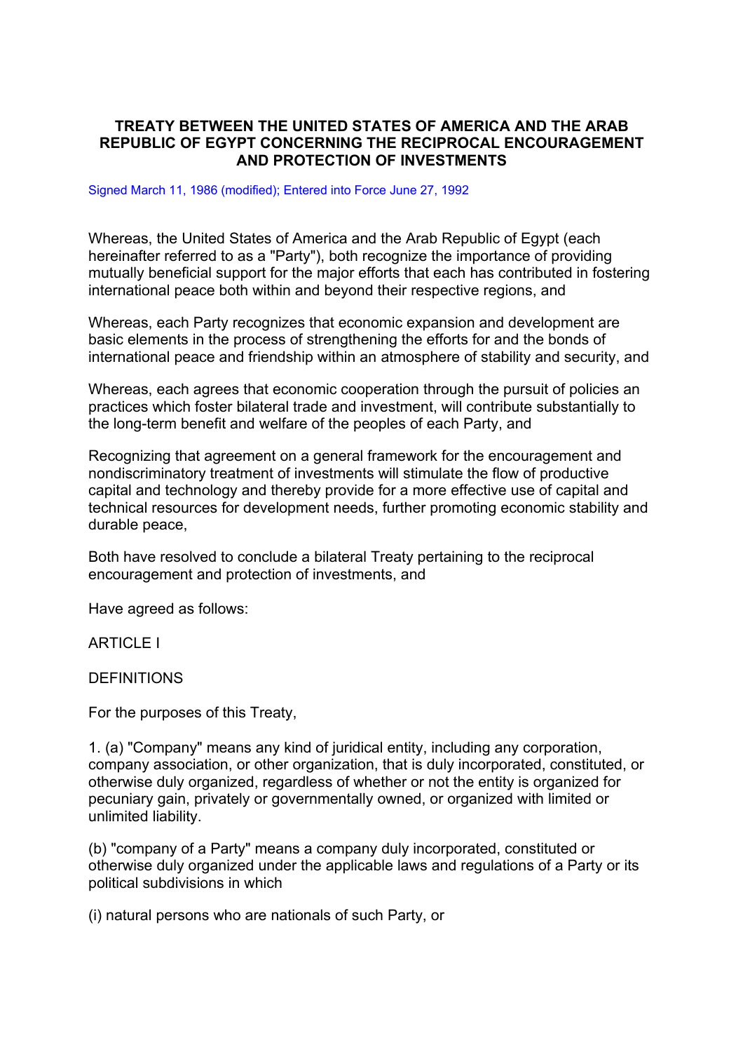# TREATY BETWEEN THE UNITED STATES OF AMERICA AND THE ARAB REPUBLIC OF EGYPT CONCERNING THE RECIPROCAL ENCOURAGEMENT AND PROTECTION OF INVESTMENTS

Signed March 11, 1986 (modified); Entered into Force June 27, 1992

Whereas, the United States of America and the Arab Republic of Egypt (each hereinafter referred to as a "Party"), both recognize the importance of providing mutually beneficial support for the major efforts that each has contributed in fostering international peace both within and beyond their respective regions, and

Whereas, each Party recognizes that economic expansion and development are basic elements in the process of strengthening the efforts for and the bonds of international peace and friendship within an atmosphere of stability and security, and

Whereas, each agrees that economic cooperation through the pursuit of policies an practices which foster bilateral trade and investment, will contribute substantially to the long-term benefit and welfare of the peoples of each Party, and

Recognizing that agreement on a general framework for the encouragement and nondiscriminatory treatment of investments will stimulate the flow of productive capital and technology and thereby provide for a more effective use of capital and technical resources for development needs, further promoting economic stability and durable peace,

Both have resolved to conclude a bilateral Treaty pertaining to the reciprocal encouragement and protection of investments, and

Have agreed as follows:

ARTICLE I

DEFINITIONS

For the purposes of this Treaty,

1. (a) "Company" means any kind of juridical entity, including any corporation, company association, or other organization, that is duly incorporated, constituted, or otherwise duly organized, regardless of whether or not the entity is organized for pecuniary gain, privately or governmentally owned, or organized with limited or unlimited liability.

(b) "company of a Party" means a company duly incorporated, constituted or otherwise duly organized under the applicable laws and regulations of a Party or its political subdivisions in which

(i) natural persons who are nationals of such Party, or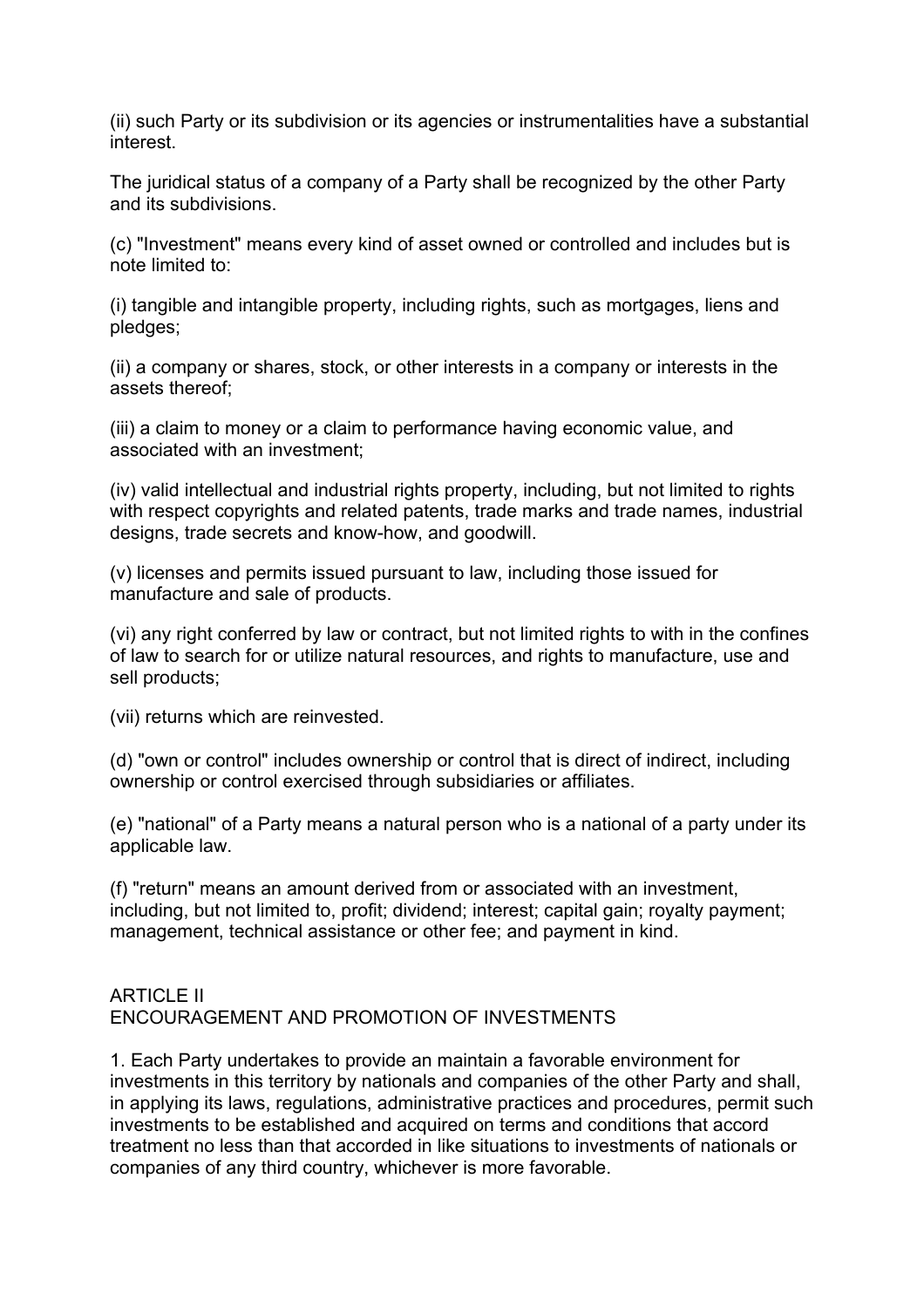(ii) such Party or its subdivision or its agencies or instrumentalities have a substantial interest.

The juridical status of a company of a Party shall be recognized by the other Party and its subdivisions.

(c) "Investment" means every kind of asset owned or controlled and includes but is note limited to:

(i) tangible and intangible property, including rights, such as mortgages, liens and pledges;

(ii) a company or shares, stock, or other interests in a company or interests in the assets thereof;

(iii) a claim to money or a claim to performance having economic value, and associated with an investment;

(iv) valid intellectual and industrial rights property, including, but not limited to rights with respect copyrights and related patents, trade marks and trade names, industrial designs, trade secrets and know-how, and goodwill.

(v) licenses and permits issued pursuant to law, including those issued for manufacture and sale of products.

(vi) any right conferred by law or contract, but not limited rights to with in the confines of law to search for or utilize natural resources, and rights to manufacture, use and sell products;

(vii) returns which are reinvested.

(d) "own or control" includes ownership or control that is direct of indirect, including ownership or control exercised through subsidiaries or affiliates.

(e) "national" of a Party means a natural person who is a national of a party under its applicable law.

(f) "return" means an amount derived from or associated with an investment, including, but not limited to, profit; dividend; interest; capital gain; royalty payment; management, technical assistance or other fee; and payment in kind.

## ARTICLE II
## ENCOURAGEMENT AND PROMOTION OF INVESTMENTS

1. Each Party undertakes to provide an maintain a favorable environment for investments in this territory by nationals and companies of the other Party and shall, in applying its laws, regulations, administrative practices and procedures, permit such investments to be established and acquired on terms and conditions that accord treatment no less than that accorded in like situations to investments of nationals or companies of any third country, whichever is more favorable.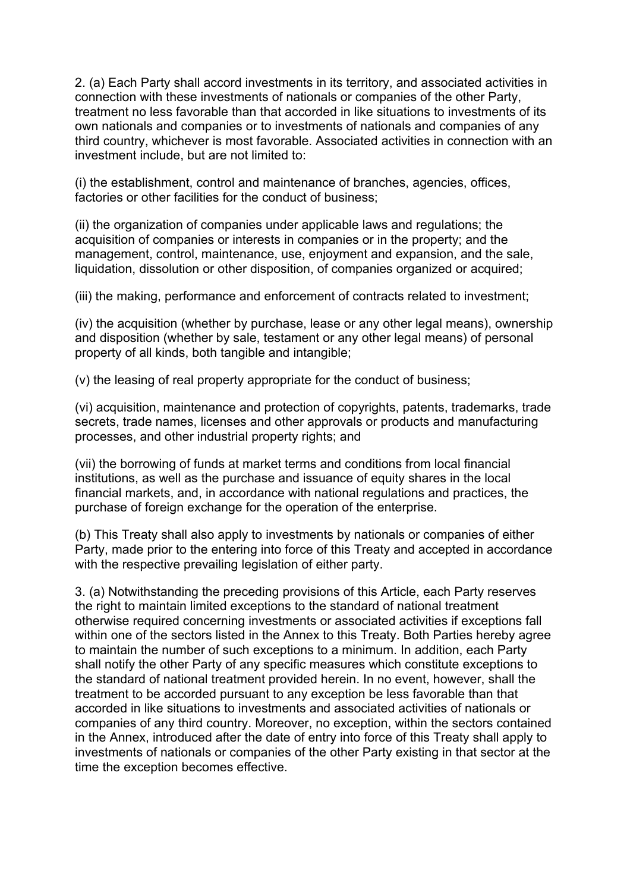2. (a) Each Party shall accord investments in its territory, and associated activities in connection with these investments of nationals or companies of the other Party, treatment no less favorable than that accorded in like situations to investments of its own nationals and companies or to investments of nationals and companies of any third country, whichever is most favorable. Associated activities in connection with an investment include, but are not limited to:

(i) the establishment, control and maintenance of branches, agencies, offices, factories or other facilities for the conduct of business;

(ii) the organization of companies under applicable laws and regulations; the acquisition of companies or interests in companies or in the property; and the management, control, maintenance, use, enjoyment and expansion, and the sale, liquidation, dissolution or other disposition, of companies organized or acquired;

(iii) the making, performance and enforcement of contracts related to investment;

(iv) the acquisition (whether by purchase, lease or any other legal means), ownership and disposition (whether by sale, testament or any other legal means) of personal property of all kinds, both tangible and intangible;

(v) the leasing of real property appropriate for the conduct of business;

(vi) acquisition, maintenance and protection of copyrights, patents, trademarks, trade secrets, trade names, licenses and other approvals or products and manufacturing processes, and other industrial property rights; and

(vii) the borrowing of funds at market terms and conditions from local financial institutions, as well as the purchase and issuance of equity shares in the local financial markets, and, in accordance with national regulations and practices, the purchase of foreign exchange for the operation of the enterprise.

(b) This Treaty shall also apply to investments by nationals or companies of either Party, made prior to the entering into force of this Treaty and accepted in accordance with the respective prevailing legislation of either party.

3. (a) Notwithstanding the preceding provisions of this Article, each Party reserves the right to maintain limited exceptions to the standard of national treatment otherwise required concerning investments or associated activities if exceptions fall within one of the sectors listed in the Annex to this Treaty. Both Parties hereby agree to maintain the number of such exceptions to a minimum. In addition, each Party shall notify the other Party of any specific measures which constitute exceptions to the standard of national treatment provided herein. In no event, however, shall the treatment to be accorded pursuant to any exception be less favorable than that accorded in like situations to investments and associated activities of nationals or companies of any third country. Moreover, no exception, within the sectors contained in the Annex, introduced after the date of entry into force of this Treaty shall apply to investments of nationals or companies of the other Party existing in that sector at the time the exception becomes effective.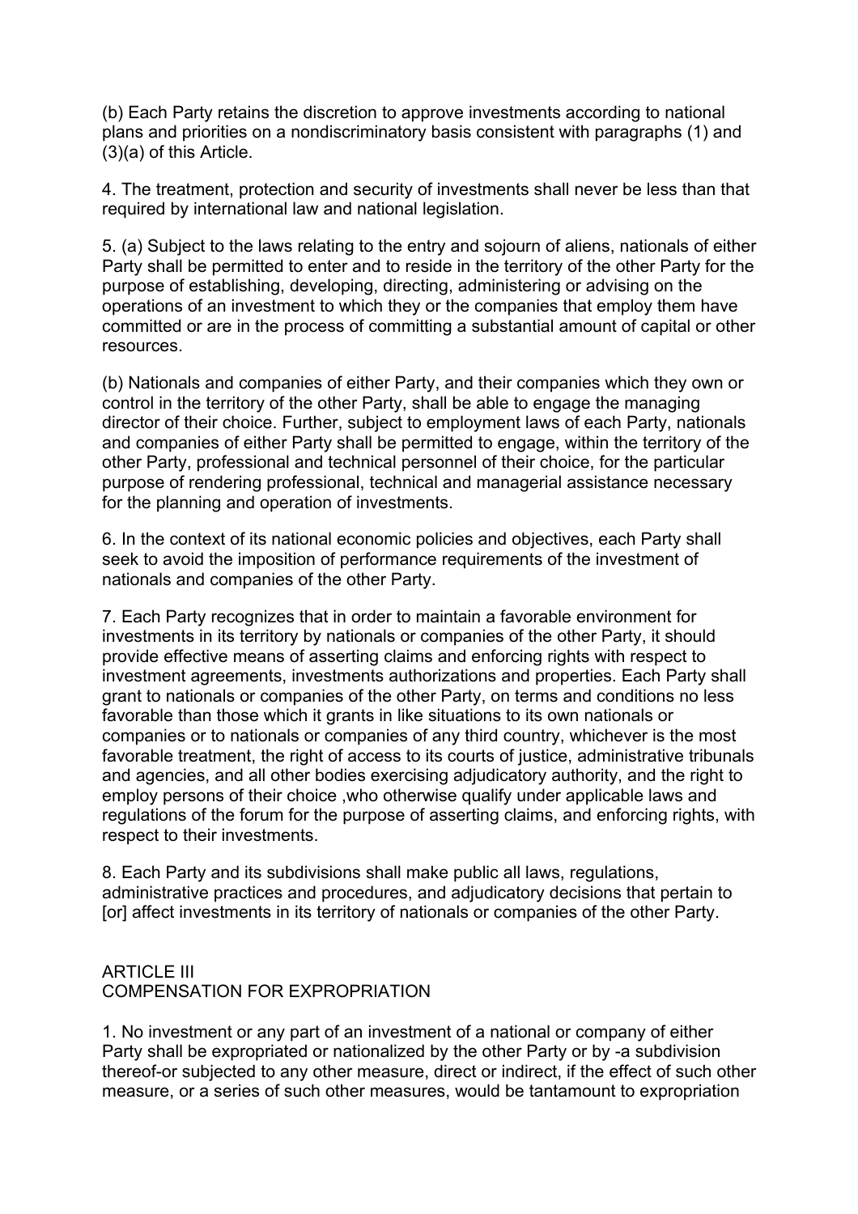(b) Each Party retains the discretion to approve investments according to national plans and priorities on a nondiscriminatory basis consistent with paragraphs (1) and (3)(a) of this Article.

4. The treatment, protection and security of investments shall never be less than that required by international law and national legislation.

5. (a) Subject to the laws relating to the entry and sojourn of aliens, nationals of either Party shall be permitted to enter and to reside in the territory of the other Party for the purpose of establishing, developing, directing, administering or advising on the operations of an investment to which they or the companies that employ them have committed or are in the process of committing a substantial amount of capital or other resources.

(b) Nationals and companies of either Party, and their companies which they own or control in the territory of the other Party, shall be able to engage the managing director of their choice. Further, subject to employment laws of each Party, nationals and companies of either Party shall be permitted to engage, within the territory of the other Party, professional and technical personnel of their choice, for the particular purpose of rendering professional, technical and managerial assistance necessary for the planning and operation of investments.

6. In the context of its national economic policies and objectives, each Party shall seek to avoid the imposition of performance requirements of the investment of nationals and companies of the other Party.

7. Each Party recognizes that in order to maintain a favorable environment for investments in its territory by nationals or companies of the other Party, it should provide effective means of asserting claims and enforcing rights with respect to investment agreements, investments authorizations and properties. Each Party shall grant to nationals or companies of the other Party, on terms and conditions no less favorable than those which it grants in like situations to its own nationals or companies or to nationals or companies of any third country, whichever is the most favorable treatment, the right of access to its courts of justice, administrative tribunals and agencies, and all other bodies exercising adjudicatory authority, and the right to employ persons of their choice ,who otherwise qualify under applicable laws and regulations of the forum for the purpose of asserting claims, and enforcing rights, with respect to their investments.

8. Each Party and its subdivisions shall make public all laws, regulations, administrative practices and procedures, and adjudicatory decisions that pertain to [or] affect investments in its territory of nationals or companies of the other Party.

## ARTICLE III
## COMPENSATION FOR EXPROPRIATION

1. No investment or any part of an investment of a national or company of either Party shall be expropriated or nationalized by the other Party or by -a subdivision thereof-or subjected to any other measure, direct or indirect, if the effect of such other measure, or a series of such other measures, would be tantamount to expropriation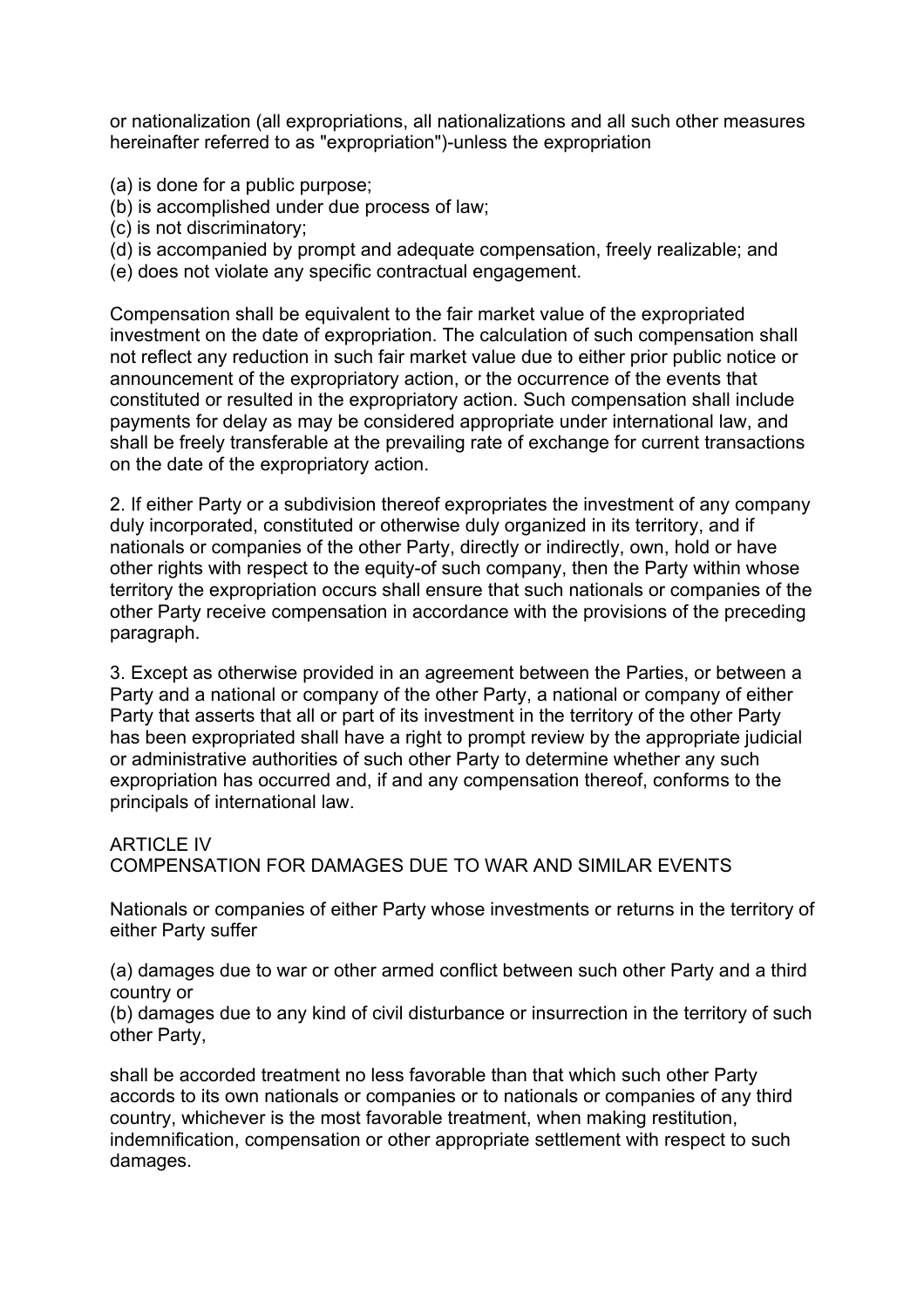or nationalization (all expropriations, all nationalizations and all such other measures hereinafter referred to as "expropriation")-unless the expropriation

(a) is done for a public purpose;
(b) is accomplished under due process of law;
(c) is not discriminatory;
(d) is accompanied by prompt and adequate compensation, freely realizable; and
(e) does not violate any specific contractual engagement.

Compensation shall be equivalent to the fair market value of the expropriated investment on the date of expropriation. The calculation of such compensation shall not reflect any reduction in such fair market value due to either prior public notice or announcement of the expropriatory action, or the occurrence of the events that constituted or resulted in the expropriatory action. Such compensation shall include payments for delay as may be considered appropriate under international law, and shall be freely transferable at the prevailing rate of exchange for current transactions on the date of the expropriatory action.

2. If either Party or a subdivision thereof expropriates the investment of any company duly incorporated, constituted or otherwise duly organized in its territory, and if nationals or companies of the other Party, directly or indirectly, own, hold or have other rights with respect to the equity-of such company, then the Party within whose territory the expropriation occurs shall ensure that such nationals or companies of the other Party receive compensation in accordance with the provisions of the preceding paragraph.

3. Except as otherwise provided in an agreement between the Parties, or between a Party and a national or company of the other Party, a national or company of either Party that asserts that all or part of its investment in the territory of the other Party has been expropriated shall have a right to prompt review by the appropriate judicial or administrative authorities of such other Party to determine whether any such expropriation has occurred and, if and any compensation thereof, conforms to the principals of international law.

ARTICLE IV
COMPENSATION FOR DAMAGES DUE TO WAR AND SIMILAR EVENTS

Nationals or companies of either Party whose investments or returns in the territory of either Party suffer

(a) damages due to war or other armed conflict between such other Party and a third country or
(b) damages due to any kind of civil disturbance or insurrection in the territory of such other Party,

shall be accorded treatment no less favorable than that which such other Party accords to its own nationals or companies or to nationals or companies of any third country, whichever is the most favorable treatment, when making restitution, indemnification, compensation or other appropriate settlement with respect to such damages.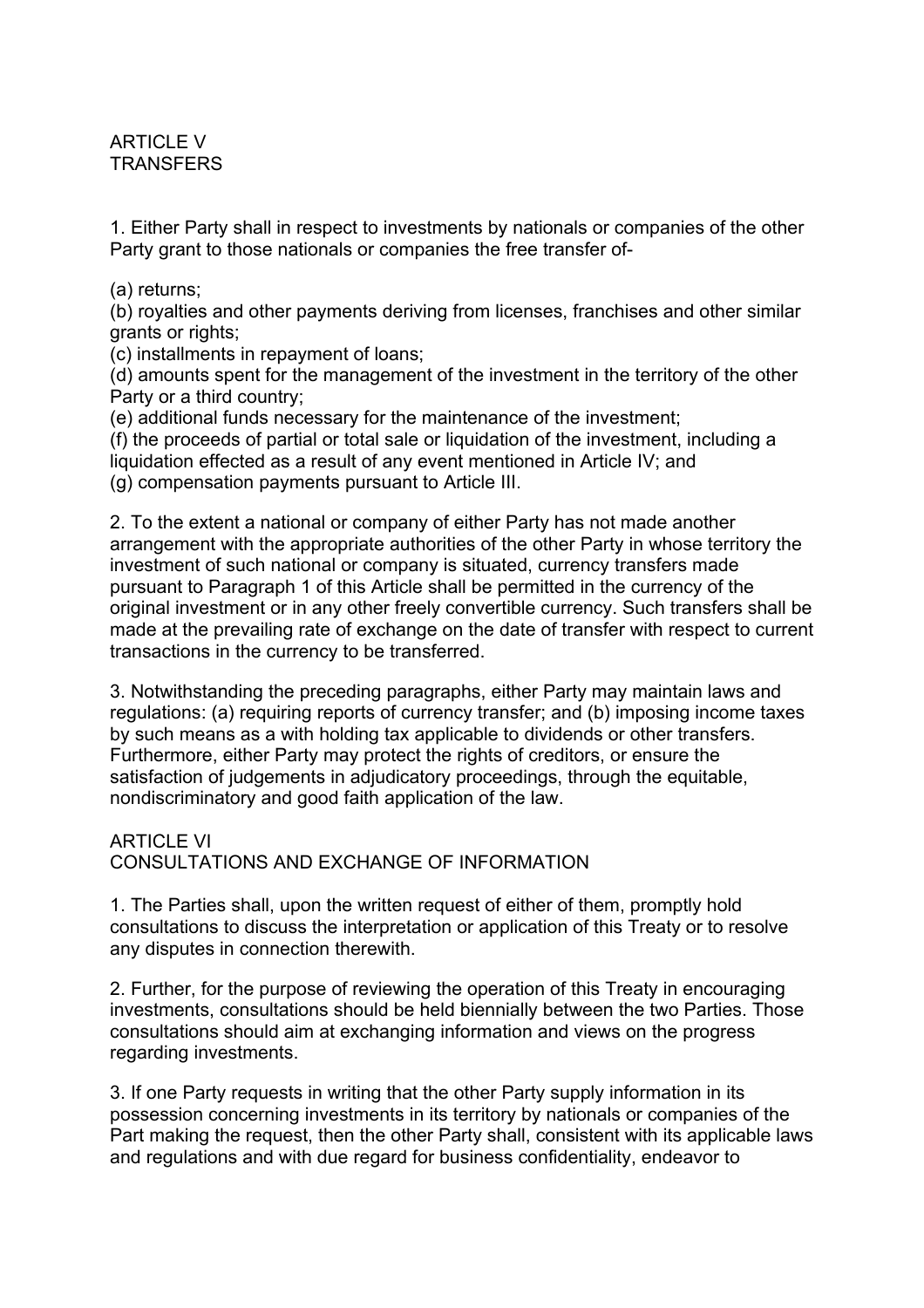## ARTICLE V
## TRANSFERS

1. Either Party shall in respect to investments by nationals or companies of the other Party grant to those nationals or companies the free transfer of-

(a) returns;
(b) royalties and other payments deriving from licenses, franchises and other similar grants or rights;
(c) installments in repayment of loans;
(d) amounts spent for the management of the investment in the territory of the other Party or a third country;
(e) additional funds necessary for the maintenance of the investment;
(f) the proceeds of partial or total sale or liquidation of the investment, including a liquidation effected as a result of any event mentioned in Article IV; and
(g) compensation payments pursuant to Article III.

2. To the extent a national or company of either Party has not made another arrangement with the appropriate authorities of the other Party in whose territory the investment of such national or company is situated, currency transfers made pursuant to Paragraph 1 of this Article shall be permitted in the currency of the original investment or in any other freely convertible currency. Such transfers shall be made at the prevailing rate of exchange on the date of transfer with respect to current transactions in the currency to be transferred.

3. Notwithstanding the preceding paragraphs, either Party may maintain laws and regulations: (a) requiring reports of currency transfer; and (b) imposing income taxes by such means as a with holding tax applicable to dividends or other transfers. Furthermore, either Party may protect the rights of creditors, or ensure the satisfaction of judgements in adjudicatory proceedings, through the equitable, nondiscriminatory and good faith application of the law.

## ARTICLE VI
## CONSULTATIONS AND EXCHANGE OF INFORMATION

1. The Parties shall, upon the written request of either of them, promptly hold consultations to discuss the interpretation or application of this Treaty or to resolve any disputes in connection therewith.

2. Further, for the purpose of reviewing the operation of this Treaty in encouraging investments, consultations should be held biennially between the two Parties. Those consultations should aim at exchanging information and views on the progress regarding investments.

3. If one Party requests in writing that the other Party supply information in its possession concerning investments in its territory by nationals or companies of the Part making the request, then the other Party shall, consistent with its applicable laws and regulations and with due regard for business confidentiality, endeavor to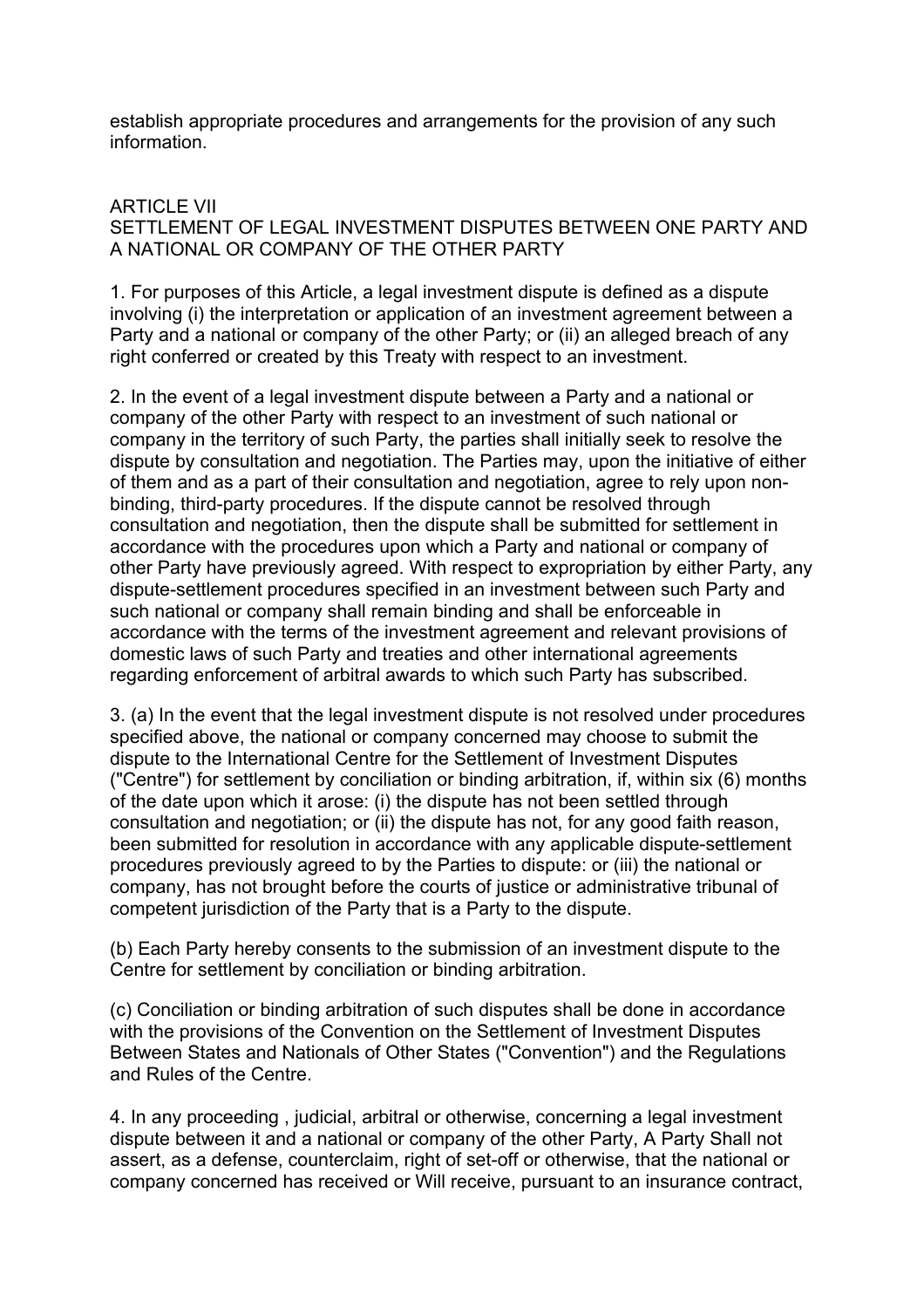establish appropriate procedures and arrangements for the provision of any such information.

## ARTICLE VII
## SETTLEMENT OF LEGAL INVESTMENT DISPUTES BETWEEN ONE PARTY AND A NATIONAL OR COMPANY OF THE OTHER PARTY

1. For purposes of this Article, a legal investment dispute is defined as a dispute involving (i) the interpretation or application of an investment agreement between a Party and a national or company of the other Party; or (ii) an alleged breach of any right conferred or created by this Treaty with respect to an investment.

2. In the event of a legal investment dispute between a Party and a national or company of the other Party with respect to an investment of such national or company in the territory of such Party, the parties shall initially seek to resolve the dispute by consultation and negotiation. The Parties may, upon the initiative of either of them and as a part of their consultation and negotiation, agree to rely upon non-binding, third-party procedures. If the dispute cannot be resolved through consultation and negotiation, then the dispute shall be submitted for settlement in accordance with the procedures upon which a Party and national or company of other Party have previously agreed. With respect to expropriation by either Party, any dispute-settlement procedures specified in an investment between such Party and such national or company shall remain binding and shall be enforceable in accordance with the terms of the investment agreement and relevant provisions of domestic laws of such Party and treaties and other international agreements regarding enforcement of arbitral awards to which such Party has subscribed.

3. (a) In the event that the legal investment dispute is not resolved under procedures specified above, the national or company concerned may choose to submit the dispute to the International Centre for the Settlement of Investment Disputes ("Centre") for settlement by conciliation or binding arbitration, if, within six (6) months of the date upon which it arose: (i) the dispute has not been settled through consultation and negotiation; or (ii) the dispute has not, for any good faith reason, been submitted for resolution in accordance with any applicable dispute-settlement procedures previously agreed to by the Parties to dispute: or (iii) the national or company, has not brought before the courts of justice or administrative tribunal of competent jurisdiction of the Party that is a Party to the dispute.

(b) Each Party hereby consents to the submission of an investment dispute to the Centre for settlement by conciliation or binding arbitration.

(c) Conciliation or binding arbitration of such disputes shall be done in accordance with the provisions of the Convention on the Settlement of Investment Disputes Between States and Nationals of Other States ("Convention") and the Regulations and Rules of the Centre.

4. In any proceeding , judicial, arbitral or otherwise, concerning a legal investment dispute between it and a national or company of the other Party, A Party Shall not assert, as a defense, counterclaim, right of set-off or otherwise, that the national or company concerned has received or Will receive, pursuant to an insurance contract,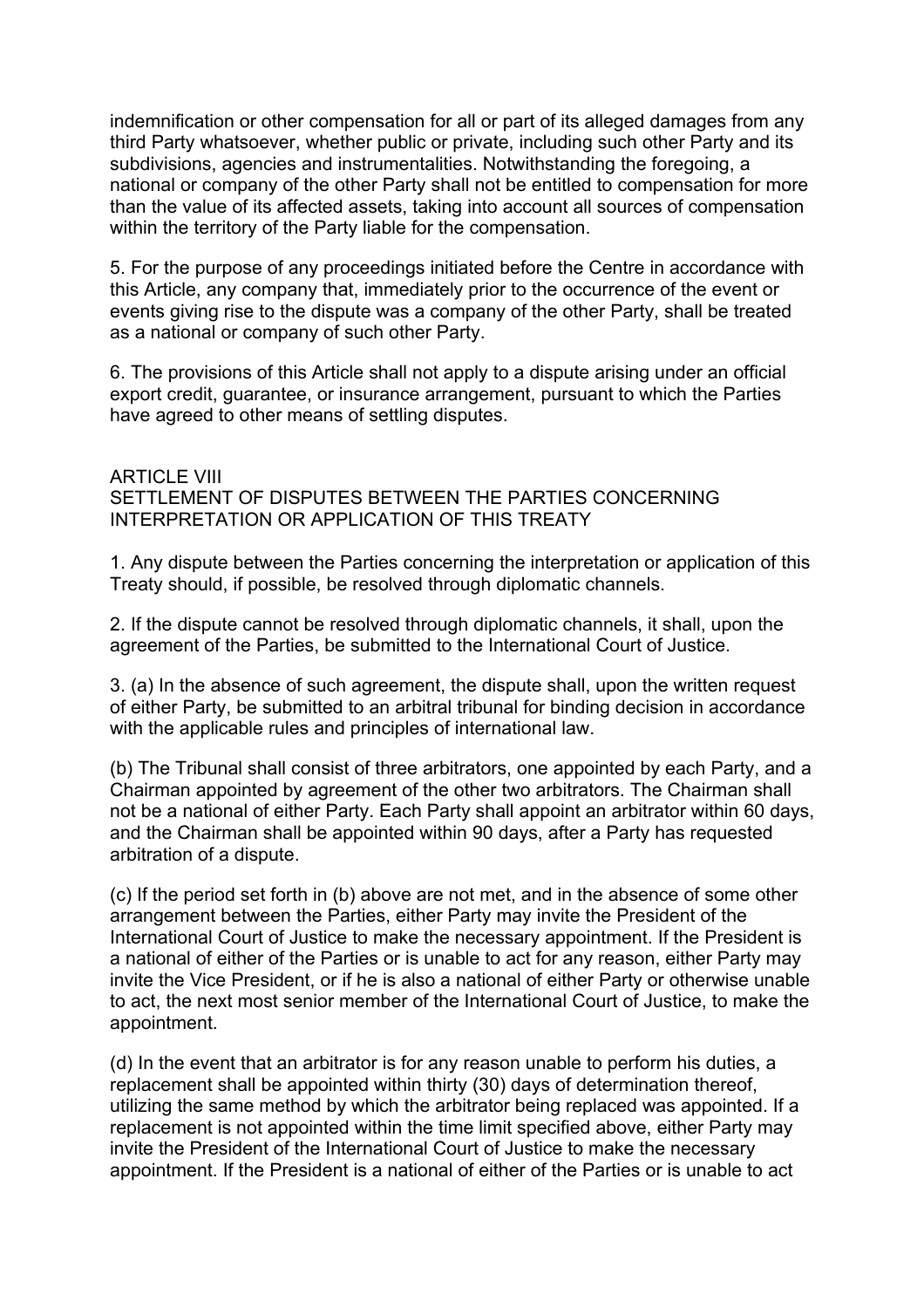indemnification or other compensation for all or part of its alleged damages from any third Party whatsoever, whether public or private, including such other Party and its subdivisions, agencies and instrumentalities. Notwithstanding the foregoing, a national or company of the other Party shall not be entitled to compensation for more than the value of its affected assets, taking into account all sources of compensation within the territory of the Party liable for the compensation.

5. For the purpose of any proceedings initiated before the Centre in accordance with this Article, any company that, immediately prior to the occurrence of the event or events giving rise to the dispute was a company of the other Party, shall be treated as a national or company of such other Party.

6. The provisions of this Article shall not apply to a dispute arising under an official export credit, guarantee, or insurance arrangement, pursuant to which the Parties have agreed to other means of settling disputes.

## ARTICLE VIII
## SETTLEMENT OF DISPUTES BETWEEN THE PARTIES CONCERNING INTERPRETATION OR APPLICATION OF THIS TREATY

1. Any dispute between the Parties concerning the interpretation or application of this Treaty should, if possible, be resolved through diplomatic channels.

2. If the dispute cannot be resolved through diplomatic channels, it shall, upon the agreement of the Parties, be submitted to the International Court of Justice.

3. (a) In the absence of such agreement, the dispute shall, upon the written request of either Party, be submitted to an arbitral tribunal for binding decision in accordance with the applicable rules and principles of international law.

(b) The Tribunal shall consist of three arbitrators, one appointed by each Party, and a Chairman appointed by agreement of the other two arbitrators. The Chairman shall not be a national of either Party. Each Party shall appoint an arbitrator within 60 days, and the Chairman shall be appointed within 90 days, after a Party has requested arbitration of a dispute.

(c) If the period set forth in (b) above are not met, and in the absence of some other arrangement between the Parties, either Party may invite the President of the International Court of Justice to make the necessary appointment. If the President is a national of either of the Parties or is unable to act for any reason, either Party may invite the Vice President, or if he is also a national of either Party or otherwise unable to act, the next most senior member of the International Court of Justice, to make the appointment.

(d) In the event that an arbitrator is for any reason unable to perform his duties, a replacement shall be appointed within thirty (30) days of determination thereof, utilizing the same method by which the arbitrator being replaced was appointed. If a replacement is not appointed within the time limit specified above, either Party may invite the President of the International Court of Justice to make the necessary appointment. If the President is a national of either of the Parties or is unable to act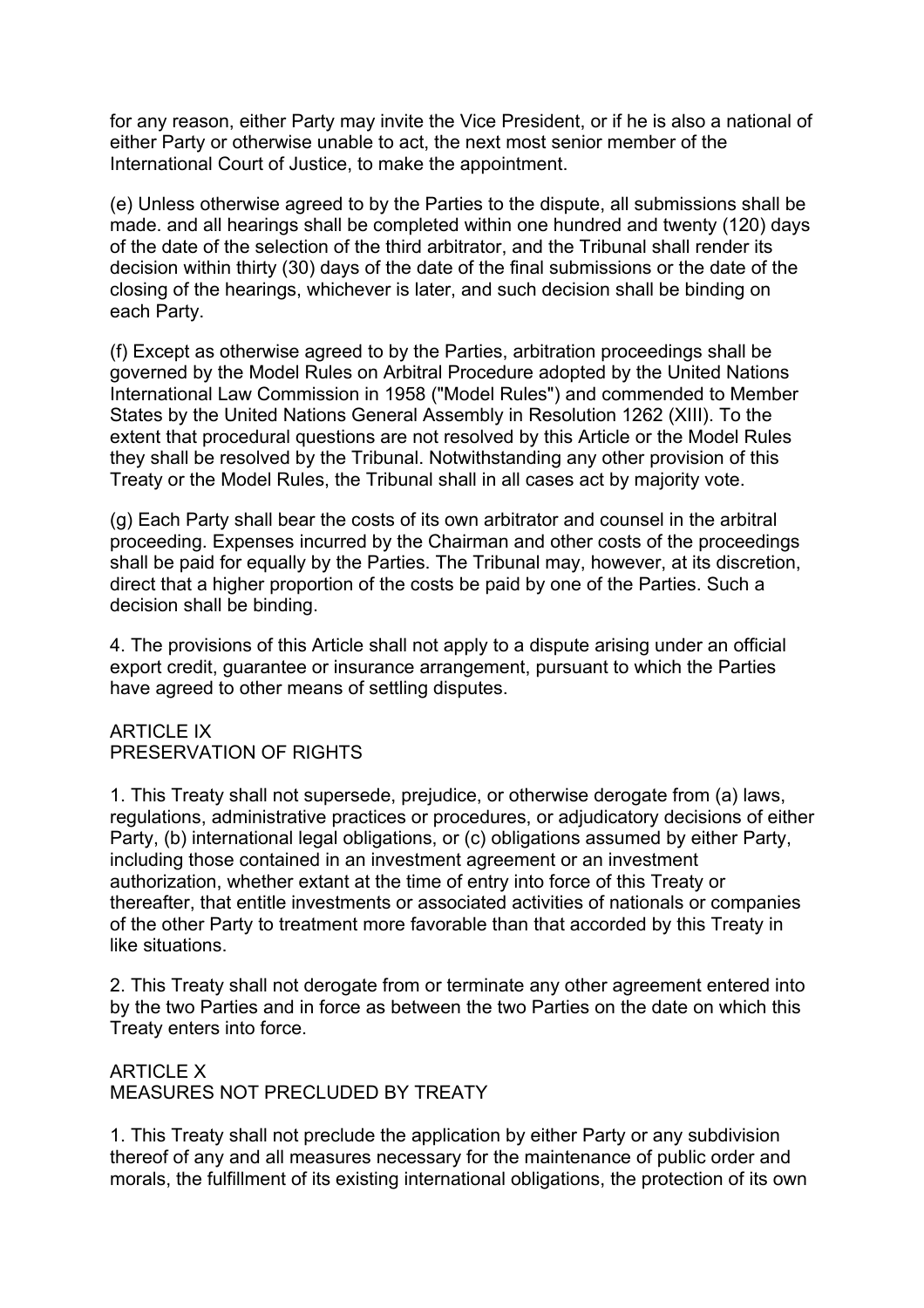for any reason, either Party may invite the Vice President, or if he is also a national of either Party or otherwise unable to act, the next most senior member of the International Court of Justice, to make the appointment.

(e) Unless otherwise agreed to by the Parties to the dispute, all submissions shall be made. and all hearings shall be completed within one hundred and twenty (120) days of the date of the selection of the third arbitrator, and the Tribunal shall render its decision within thirty (30) days of the date of the final submissions or the date of the closing of the hearings, whichever is later, and such decision shall be binding on each Party.

(f) Except as otherwise agreed to by the Parties, arbitration proceedings shall be governed by the Model Rules on Arbitral Procedure adopted by the United Nations International Law Commission in 1958 ("Model Rules") and commended to Member States by the United Nations General Assembly in Resolution 1262 (XIII). To the extent that procedural questions are not resolved by this Article or the Model Rules they shall be resolved by the Tribunal. Notwithstanding any other provision of this Treaty or the Model Rules, the Tribunal shall in all cases act by majority vote.

(g) Each Party shall bear the costs of its own arbitrator and counsel in the arbitral proceeding. Expenses incurred by the Chairman and other costs of the proceedings shall be paid for equally by the Parties. The Tribunal may, however, at its discretion, direct that a higher proportion of the costs be paid by one of the Parties. Such a decision shall be binding.

4. The provisions of this Article shall not apply to a dispute arising under an official export credit, guarantee or insurance arrangement, pursuant to which the Parties have agreed to other means of settling disputes.

## ARTICLE IX
## PRESERVATION OF RIGHTS

1. This Treaty shall not supersede, prejudice, or otherwise derogate from (a) laws, regulations, administrative practices or procedures, or adjudicatory decisions of either Party, (b) international legal obligations, or (c) obligations assumed by either Party, including those contained in an investment agreement or an investment authorization, whether extant at the time of entry into force of this Treaty or thereafter, that entitle investments or associated activities of nationals or companies of the other Party to treatment more favorable than that accorded by this Treaty in like situations.

2. This Treaty shall not derogate from or terminate any other agreement entered into by the two Parties and in force as between the two Parties on the date on which this Treaty enters into force.

## ARTICLE X
## MEASURES NOT PRECLUDED BY TREATY

1. This Treaty shall not preclude the application by either Party or any subdivision thereof of any and all measures necessary for the maintenance of public order and morals, the fulfillment of its existing international obligations, the protection of its own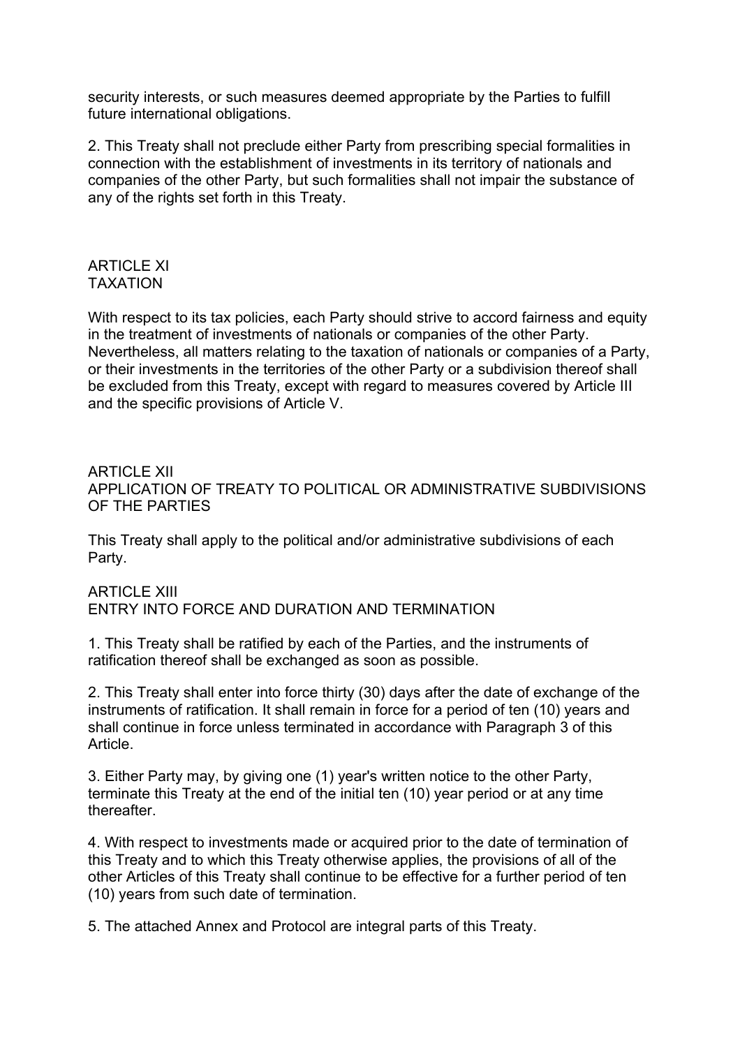security interests, or such measures deemed appropriate by the Parties to fulfill future international obligations.

2. This Treaty shall not preclude either Party from prescribing special formalities in connection with the establishment of investments in its territory of nationals and companies of the other Party, but such formalities shall not impair the substance of any of the rights set forth in this Treaty.

## ARTICLE XI
## TAXATION

With respect to its tax policies, each Party should strive to accord fairness and equity in the treatment of investments of nationals or companies of the other Party. Nevertheless, all matters relating to the taxation of nationals or companies of a Party, or their investments in the territories of the other Party or a subdivision thereof shall be excluded from this Treaty, except with regard to measures covered by Article III and the specific provisions of Article V.

## ARTICLE XII
## APPLICATION OF TREATY TO POLITICAL OR ADMINISTRATIVE SUBDIVISIONS OF THE PARTIES

This Treaty shall apply to the political and/or administrative subdivisions of each Party.

## ARTICLE XIII
## ENTRY INTO FORCE AND DURATION AND TERMINATION

1. This Treaty shall be ratified by each of the Parties, and the instruments of ratification thereof shall be exchanged as soon as possible.

2. This Treaty shall enter into force thirty (30) days after the date of exchange of the instruments of ratification. It shall remain in force for a period of ten (10) years and shall continue in force unless terminated in accordance with Paragraph 3 of this Article.

3. Either Party may, by giving one (1) year's written notice to the other Party, terminate this Treaty at the end of the initial ten (10) year period or at any time thereafter.

4. With respect to investments made or acquired prior to the date of termination of this Treaty and to which this Treaty otherwise applies, the provisions of all of the other Articles of this Treaty shall continue to be effective for a further period of ten (10) years from such date of termination.

5. The attached Annex and Protocol are integral parts of this Treaty.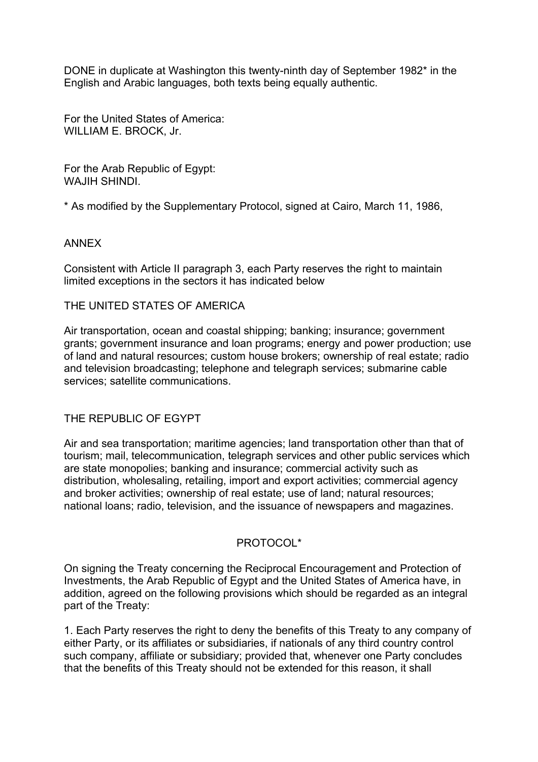DONE in duplicate at Washington this twenty-ninth day of September 1982* in the English and Arabic languages, both texts being equally authentic.

For the United States of America:
WILLIAM E. BROCK, Jr.

For the Arab Republic of Egypt:
WAJIH SHINDI.

* As modified by the Supplementary Protocol, signed at Cairo, March 11, 1986,

## ANNEX

Consistent with Article II paragraph 3, each Party reserves the right to maintain limited exceptions in the sectors it has indicated below

### THE UNITED STATES OF AMERICA

Air transportation, ocean and coastal shipping; banking; insurance; government grants; government insurance and loan programs; energy and power production; use of land and natural resources; custom house brokers; ownership of real estate; radio and television broadcasting; telephone and telegraph services; submarine cable services; satellite communications.

### THE REPUBLIC OF EGYPT

Air and sea transportation; maritime agencies; land transportation other than that of tourism; mail, telecommunication, telegraph services and other public services which are state monopolies; banking and insurance; commercial activity such as distribution, wholesaling, retailing, import and export activities; commercial agency and broker activities; ownership of real estate; use of land; natural resources; national loans; radio, television, and the issuance of newspapers and magazines.

## PROTOCOL*

On signing the Treaty concerning the Reciprocal Encouragement and Protection of Investments, the Arab Republic of Egypt and the United States of America have, in addition, agreed on the following provisions which should be regarded as an integral part of the Treaty:

1. Each Party reserves the right to deny the benefits of this Treaty to any company of either Party, or its affiliates or subsidiaries, if nationals of any third country control such company, affiliate or subsidiary; provided that, whenever one Party concludes that the benefits of this Treaty should not be extended for this reason, it shall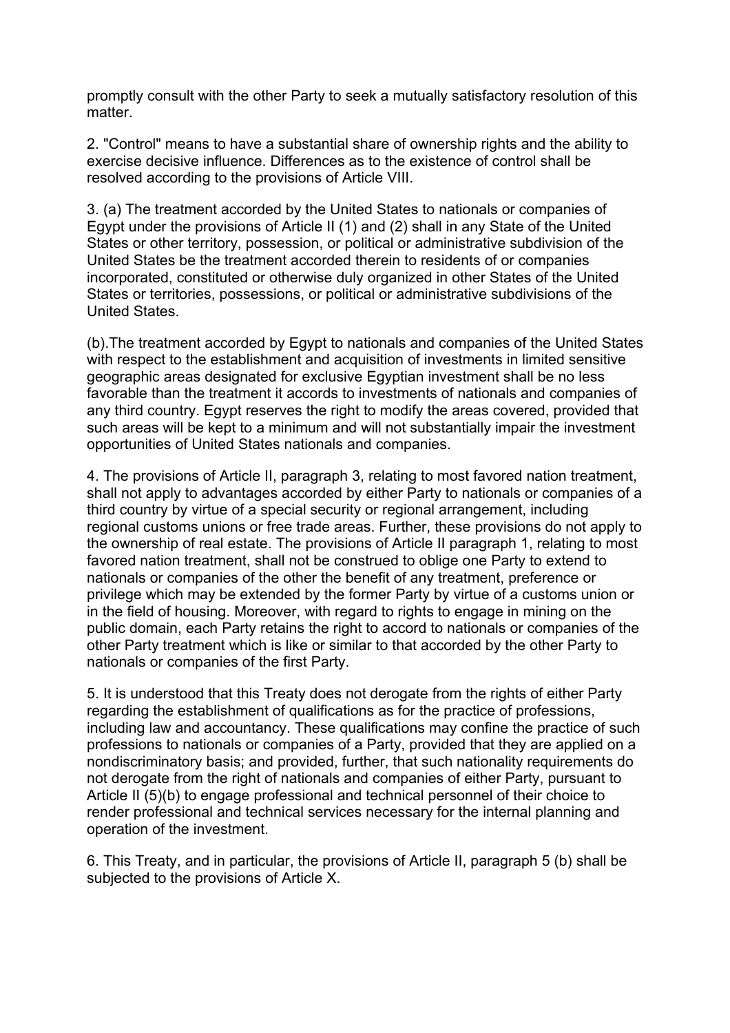promptly consult with the other Party to seek a mutually satisfactory resolution of this matter.

2. "Control" means to have a substantial share of ownership rights and the ability to exercise decisive influence. Differences as to the existence of control shall be resolved according to the provisions of Article VIII.

3. (a) The treatment accorded by the United States to nationals or companies of Egypt under the provisions of Article II (1) and (2) shall in any State of the United States or other territory, possession, or political or administrative subdivision of the United States be the treatment accorded therein to residents of or companies incorporated, constituted or otherwise duly organized in other States of the United States or territories, possessions, or political or administrative subdivisions of the United States.

(b).The treatment accorded by Egypt to nationals and companies of the United States with respect to the establishment and acquisition of investments in limited sensitive geographic areas designated for exclusive Egyptian investment shall be no less favorable than the treatment it accords to investments of nationals and companies of any third country. Egypt reserves the right to modify the areas covered, provided that such areas will be kept to a minimum and will not substantially impair the investment opportunities of United States nationals and companies.

4. The provisions of Article II, paragraph 3, relating to most favored nation treatment, shall not apply to advantages accorded by either Party to nationals or companies of a third country by virtue of a special security or regional arrangement, including regional customs unions or free trade areas. Further, these provisions do not apply to the ownership of real estate. The provisions of Article II paragraph 1, relating to most favored nation treatment, shall not be construed to oblige one Party to extend to nationals or companies of the other the benefit of any treatment, preference or privilege which may be extended by the former Party by virtue of a customs union or in the field of housing. Moreover, with regard to rights to engage in mining on the public domain, each Party retains the right to accord to nationals or companies of the other Party treatment which is like or similar to that accorded by the other Party to nationals or companies of the first Party.

5. It is understood that this Treaty does not derogate from the rights of either Party regarding the establishment of qualifications as for the practice of professions, including law and accountancy. These qualifications may confine the practice of such professions to nationals or companies of a Party, provided that they are applied on a nondiscriminatory basis; and provided, further, that such nationality requirements do not derogate from the right of nationals and companies of either Party, pursuant to Article II (5)(b) to engage professional and technical personnel of their choice to render professional and technical services necessary for the internal planning and operation of the investment.

6. This Treaty, and in particular, the provisions of Article II, paragraph 5 (b) shall be subjected to the provisions of Article X.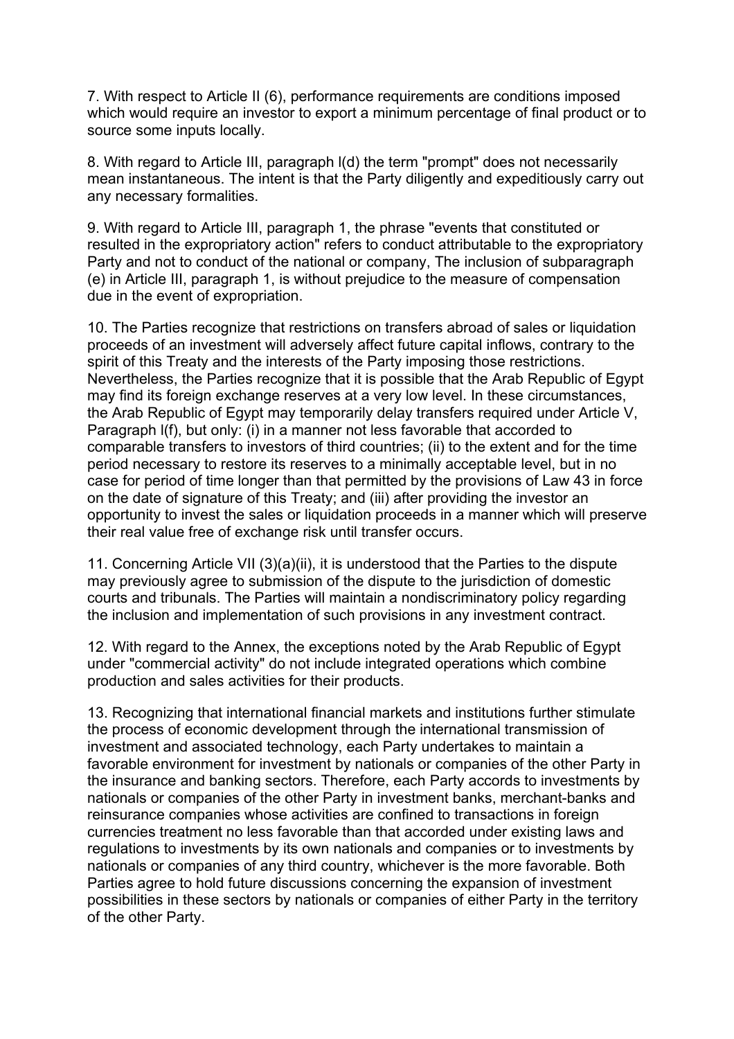7. With respect to Article II (6), performance requirements are conditions imposed which would require an investor to export a minimum percentage of final product or to source some inputs locally.

8. With regard to Article III, paragraph l(d) the term "prompt" does not necessarily mean instantaneous. The intent is that the Party diligently and expeditiously carry out any necessary formalities.

9. With regard to Article III, paragraph 1, the phrase "events that constituted or resulted in the expropriatory action" refers to conduct attributable to the expropriatory Party and not to conduct of the national or company, The inclusion of subparagraph (e) in Article III, paragraph 1, is without prejudice to the measure of compensation due in the event of expropriation.

10. The Parties recognize that restrictions on transfers abroad of sales or liquidation proceeds of an investment will adversely affect future capital inflows, contrary to the spirit of this Treaty and the interests of the Party imposing those restrictions. Nevertheless, the Parties recognize that it is possible that the Arab Republic of Egypt may find its foreign exchange reserves at a very low level. In these circumstances, the Arab Republic of Egypt may temporarily delay transfers required under Article V, Paragraph l(f), but only: (i) in a manner not less favorable that accorded to comparable transfers to investors of third countries; (ii) to the extent and for the time period necessary to restore its reserves to a minimally acceptable level, but in no case for period of time longer than that permitted by the provisions of Law 43 in force on the date of signature of this Treaty; and (iii) after providing the investor an opportunity to invest the sales or liquidation proceeds in a manner which will preserve their real value free of exchange risk until transfer occurs.

11. Concerning Article VII (3)(a)(ii), it is understood that the Parties to the dispute may previously agree to submission of the dispute to the jurisdiction of domestic courts and tribunals. The Parties will maintain a nondiscriminatory policy regarding the inclusion and implementation of such provisions in any investment contract.

12. With regard to the Annex, the exceptions noted by the Arab Republic of Egypt under "commercial activity" do not include integrated operations which combine production and sales activities for their products.

13. Recognizing that international financial markets and institutions further stimulate the process of economic development through the international transmission of investment and associated technology, each Party undertakes to maintain a favorable environment for investment by nationals or companies of the other Party in the insurance and banking sectors. Therefore, each Party accords to investments by nationals or companies of the other Party in investment banks, merchant-banks and reinsurance companies whose activities are confined to transactions in foreign currencies treatment no less favorable than that accorded under existing laws and regulations to investments by its own nationals and companies or to investments by nationals or companies of any third country, whichever is the more favorable. Both Parties agree to hold future discussions concerning the expansion of investment possibilities in these sectors by nationals or companies of either Party in the territory of the other Party.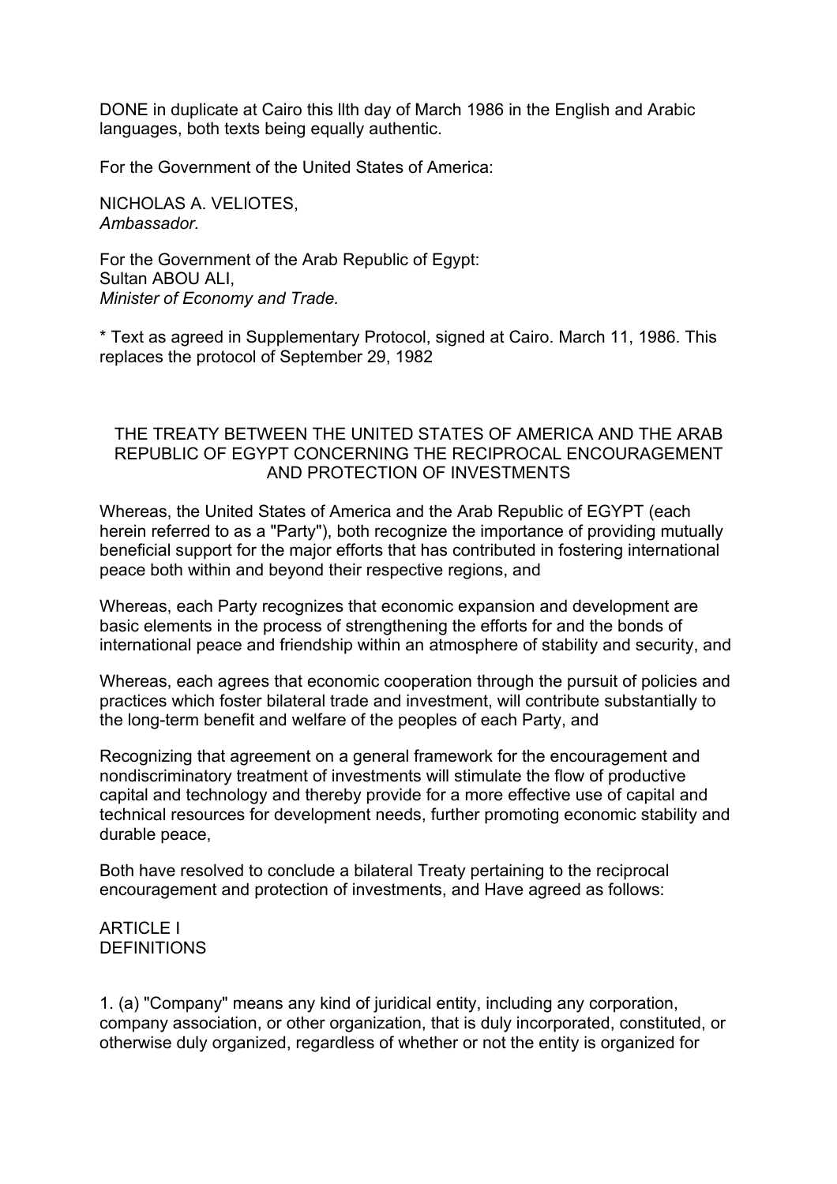DONE in duplicate at Cairo this llth day of March 1986 in the English and Arabic languages, both texts being equally authentic.

For the Government of the United States of America:

NICHOLAS A. VELIOTES,
*Ambassador.*

For the Government of the Arab Republic of Egypt:
Sultan ABOU ALI,
*Minister of Economy and Trade.*

* Text as agreed in Supplementary Protocol, signed at Cairo. March 11, 1986. This replaces the protocol of September 29, 1982

## THE TREATY BETWEEN THE UNITED STATES OF AMERICA AND THE ARAB REPUBLIC OF EGYPT CONCERNING THE RECIPROCAL ENCOURAGEMENT AND PROTECTION OF INVESTMENTS

Whereas, the United States of America and the Arab Republic of EGYPT (each herein referred to as a "Party"), both recognize the importance of providing mutually beneficial support for the major efforts that has contributed in fostering international peace both within and beyond their respective regions, and

Whereas, each Party recognizes that economic expansion and development are basic elements in the process of strengthening the efforts for and the bonds of international peace and friendship within an atmosphere of stability and security, and

Whereas, each agrees that economic cooperation through the pursuit of policies and practices which foster bilateral trade and investment, will contribute substantially to the long-term benefit and welfare of the peoples of each Party, and

Recognizing that agreement on a general framework for the encouragement and nondiscriminatory treatment of investments will stimulate the flow of productive capital and technology and thereby provide for a more effective use of capital and technical resources for development needs, further promoting economic stability and durable peace,

Both have resolved to conclude a bilateral Treaty pertaining to the reciprocal encouragement and protection of investments, and Have agreed as follows:

### ARTICLE I
### DEFINITIONS

1. (a) "Company" means any kind of juridical entity, including any corporation, company association, or other organization, that is duly incorporated, constituted, or otherwise duly organized, regardless of whether or not the entity is organized for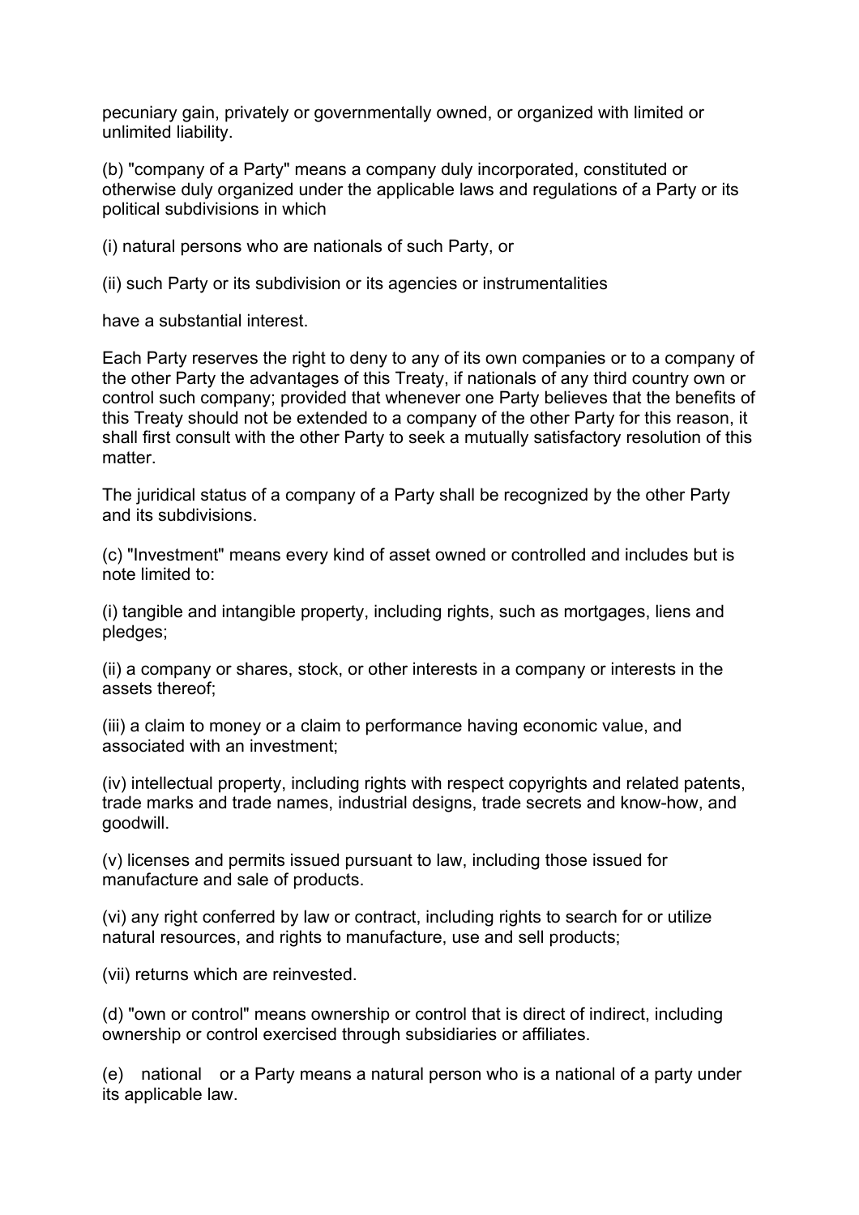pecuniary gain, privately or governmentally owned, or organized with limited or unlimited liability.

(b) "company of a Party" means a company duly incorporated, constituted or otherwise duly organized under the applicable laws and regulations of a Party or its political subdivisions in which

(i) natural persons who are nationals of such Party, or

(ii) such Party or its subdivision or its agencies or instrumentalities

have a substantial interest.

Each Party reserves the right to deny to any of its own companies or to a company of the other Party the advantages of this Treaty, if nationals of any third country own or control such company; provided that whenever one Party believes that the benefits of this Treaty should not be extended to a company of the other Party for this reason, it shall first consult with the other Party to seek a mutually satisfactory resolution of this matter.

The juridical status of a company of a Party shall be recognized by the other Party and its subdivisions.

(c) "Investment" means every kind of asset owned or controlled and includes but is note limited to:

(i) tangible and intangible property, including rights, such as mortgages, liens and pledges;

(ii) a company or shares, stock, or other interests in a company or interests in the assets thereof;

(iii) a claim to money or a claim to performance having economic value, and associated with an investment;

(iv) intellectual property, including rights with respect copyrights and related patents, trade marks and trade names, industrial designs, trade secrets and know-how, and goodwill.

(v) licenses and permits issued pursuant to law, including those issued for manufacture and sale of products.

(vi) any right conferred by law or contract, including rights to search for or utilize natural resources, and rights to manufacture, use and sell products;

(vii) returns which are reinvested.

(d) "own or control" means ownership or control that is direct of indirect, including ownership or control exercised through subsidiaries or affiliates.

(e) national or a Party means a natural person who is a national of a party under its applicable law.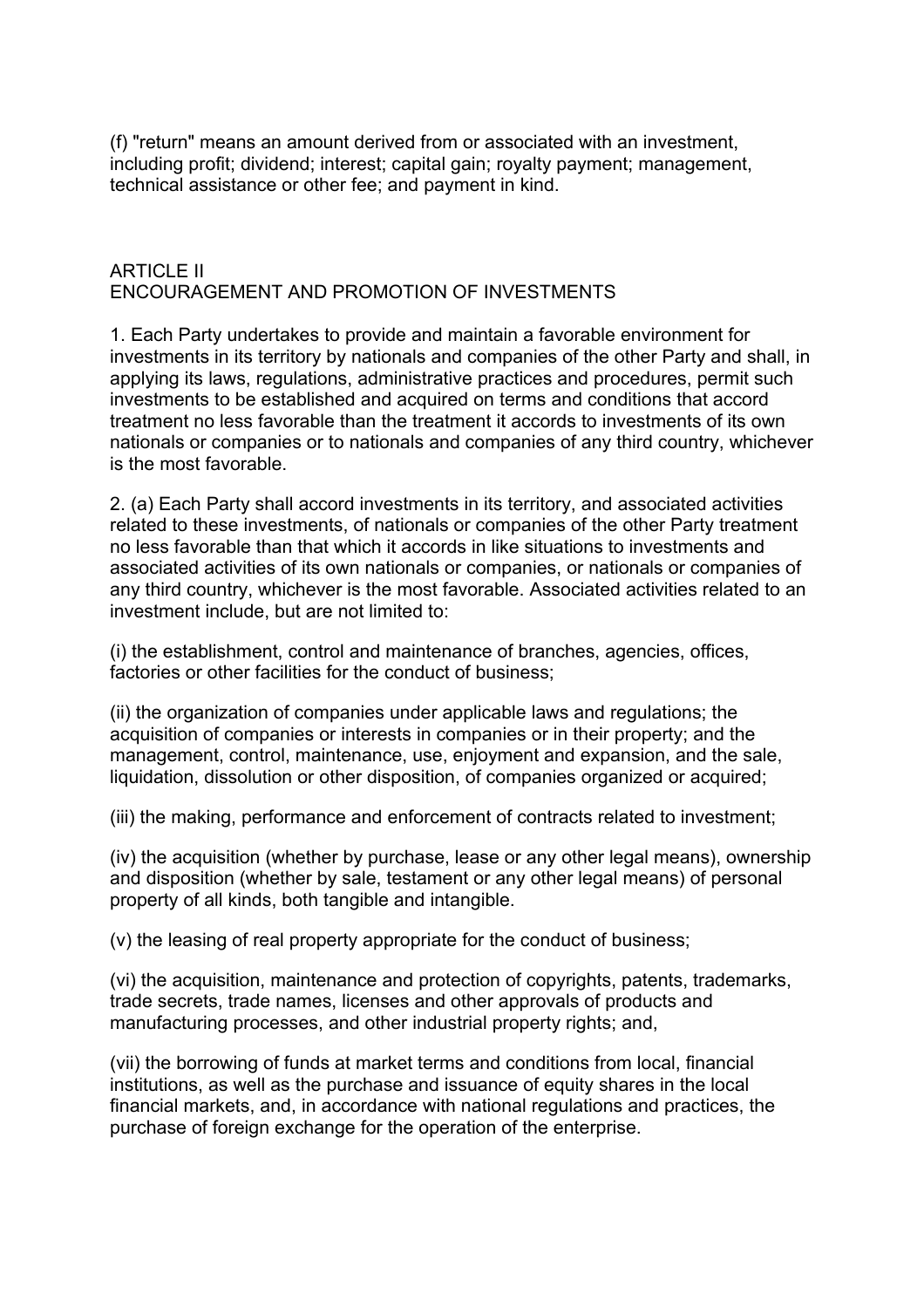(f) "return" means an amount derived from or associated with an investment, including profit; dividend; interest; capital gain; royalty payment; management, technical assistance or other fee; and payment in kind.

## ARTICLE II
## ENCOURAGEMENT AND PROMOTION OF INVESTMENTS

1. Each Party undertakes to provide and maintain a favorable environment for investments in its territory by nationals and companies of the other Party and shall, in applying its laws, regulations, administrative practices and procedures, permit such investments to be established and acquired on terms and conditions that accord treatment no less favorable than the treatment it accords to investments of its own nationals or companies or to nationals and companies of any third country, whichever is the most favorable.

2. (a) Each Party shall accord investments in its territory, and associated activities related to these investments, of nationals or companies of the other Party treatment no less favorable than that which it accords in like situations to investments and associated activities of its own nationals or companies, or nationals or companies of any third country, whichever is the most favorable. Associated activities related to an investment include, but are not limited to:

(i) the establishment, control and maintenance of branches, agencies, offices, factories or other facilities for the conduct of business;

(ii) the organization of companies under applicable laws and regulations; the acquisition of companies or interests in companies or in their property; and the management, control, maintenance, use, enjoyment and expansion, and the sale, liquidation, dissolution or other disposition, of companies organized or acquired;

(iii) the making, performance and enforcement of contracts related to investment;

(iv) the acquisition (whether by purchase, lease or any other legal means), ownership and disposition (whether by sale, testament or any other legal means) of personal property of all kinds, both tangible and intangible.

(v) the leasing of real property appropriate for the conduct of business;

(vi) the acquisition, maintenance and protection of copyrights, patents, trademarks, trade secrets, trade names, licenses and other approvals of products and manufacturing processes, and other industrial property rights; and,

(vii) the borrowing of funds at market terms and conditions from local, financial institutions, as well as the purchase and issuance of equity shares in the local financial markets, and, in accordance with national regulations and practices, the purchase of foreign exchange for the operation of the enterprise.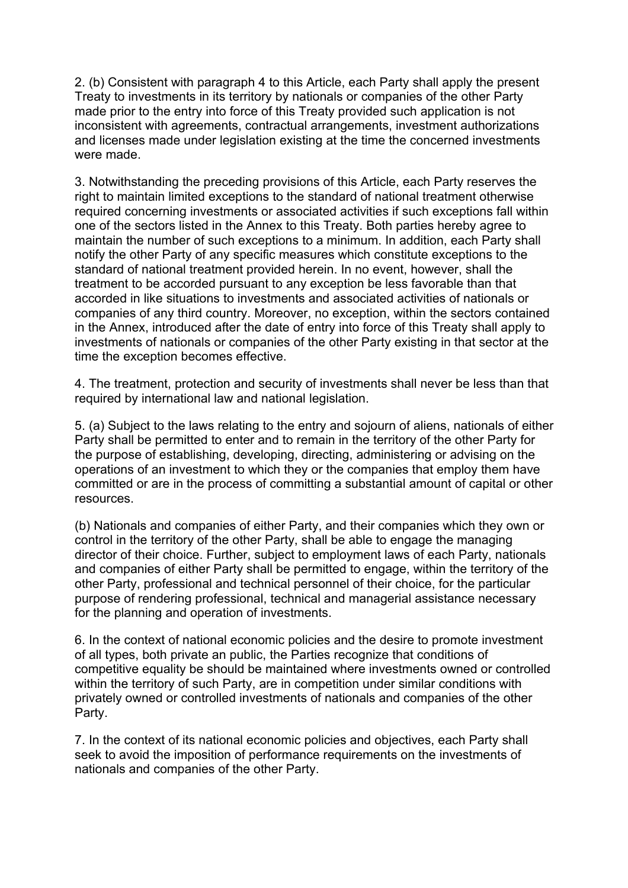2. (b) Consistent with paragraph 4 to this Article, each Party shall apply the present Treaty to investments in its territory by nationals or companies of the other Party made prior to the entry into force of this Treaty provided such application is not inconsistent with agreements, contractual arrangements, investment authorizations and licenses made under legislation existing at the time the concerned investments were made.

3. Notwithstanding the preceding provisions of this Article, each Party reserves the right to maintain limited exceptions to the standard of national treatment otherwise required concerning investments or associated activities if such exceptions fall within one of the sectors listed in the Annex to this Treaty. Both parties hereby agree to maintain the number of such exceptions to a minimum. In addition, each Party shall notify the other Party of any specific measures which constitute exceptions to the standard of national treatment provided herein. In no event, however, shall the treatment to be accorded pursuant to any exception be less favorable than that accorded in like situations to investments and associated activities of nationals or companies of any third country. Moreover, no exception, within the sectors contained in the Annex, introduced after the date of entry into force of this Treaty shall apply to investments of nationals or companies of the other Party existing in that sector at the time the exception becomes effective.

4. The treatment, protection and security of investments shall never be less than that required by international law and national legislation.

5. (a) Subject to the laws relating to the entry and sojourn of aliens, nationals of either Party shall be permitted to enter and to remain in the territory of the other Party for the purpose of establishing, developing, directing, administering or advising on the operations of an investment to which they or the companies that employ them have committed or are in the process of committing a substantial amount of capital or other resources.

(b) Nationals and companies of either Party, and their companies which they own or control in the territory of the other Party, shall be able to engage the managing director of their choice. Further, subject to employment laws of each Party, nationals and companies of either Party shall be permitted to engage, within the territory of the other Party, professional and technical personnel of their choice, for the particular purpose of rendering professional, technical and managerial assistance necessary for the planning and operation of investments.

6. In the context of national economic policies and the desire to promote investment of all types, both private an public, the Parties recognize that conditions of competitive equality be should be maintained where investments owned or controlled within the territory of such Party, are in competition under similar conditions with privately owned or controlled investments of nationals and companies of the other Party.

7. In the context of its national economic policies and objectives, each Party shall seek to avoid the imposition of performance requirements on the investments of nationals and companies of the other Party.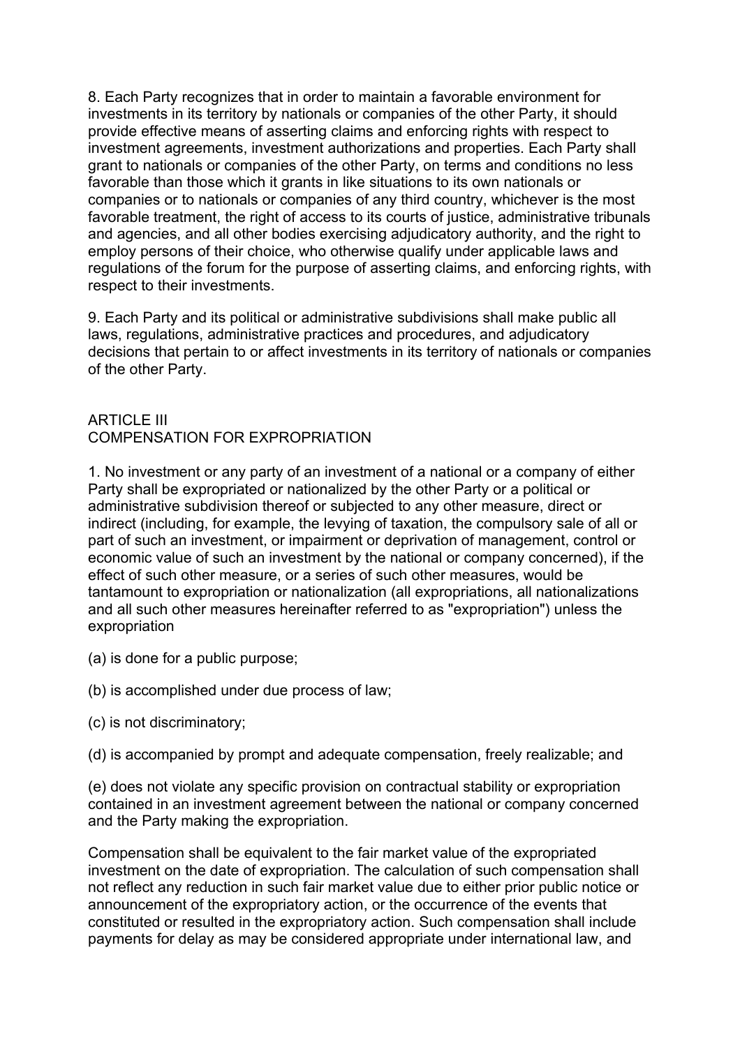8. Each Party recognizes that in order to maintain a favorable environment for investments in its territory by nationals or companies of the other Party, it should provide effective means of asserting claims and enforcing rights with respect to investment agreements, investment authorizations and properties. Each Party shall grant to nationals or companies of the other Party, on terms and conditions no less favorable than those which it grants in like situations to its own nationals or companies or to nationals or companies of any third country, whichever is the most favorable treatment, the right of access to its courts of justice, administrative tribunals and agencies, and all other bodies exercising adjudicatory authority, and the right to employ persons of their choice, who otherwise qualify under applicable laws and regulations of the forum for the purpose of asserting claims, and enforcing rights, with respect to their investments.

9. Each Party and its political or administrative subdivisions shall make public all laws, regulations, administrative practices and procedures, and adjudicatory decisions that pertain to or affect investments in its territory of nationals or companies of the other Party.

## ARTICLE III
## COMPENSATION FOR EXPROPRIATION

1. No investment or any party of an investment of a national or a company of either Party shall be expropriated or nationalized by the other Party or a political or administrative subdivision thereof or subjected to any other measure, direct or indirect (including, for example, the levying of taxation, the compulsory sale of all or part of such an investment, or impairment or deprivation of management, control or economic value of such an investment by the national or company concerned), if the effect of such other measure, or a series of such other measures, would be tantamount to expropriation or nationalization (all expropriations, all nationalizations and all such other measures hereinafter referred to as "expropriation") unless the expropriation

(a) is done for a public purpose;

(b) is accomplished under due process of law;

(c) is not discriminatory;

(d) is accompanied by prompt and adequate compensation, freely realizable; and

(e) does not violate any specific provision on contractual stability or expropriation contained in an investment agreement between the national or company concerned and the Party making the expropriation.

Compensation shall be equivalent to the fair market value of the expropriated investment on the date of expropriation. The calculation of such compensation shall not reflect any reduction in such fair market value due to either prior public notice or announcement of the expropriatory action, or the occurrence of the events that constituted or resulted in the expropriatory action. Such compensation shall include payments for delay as may be considered appropriate under international law, and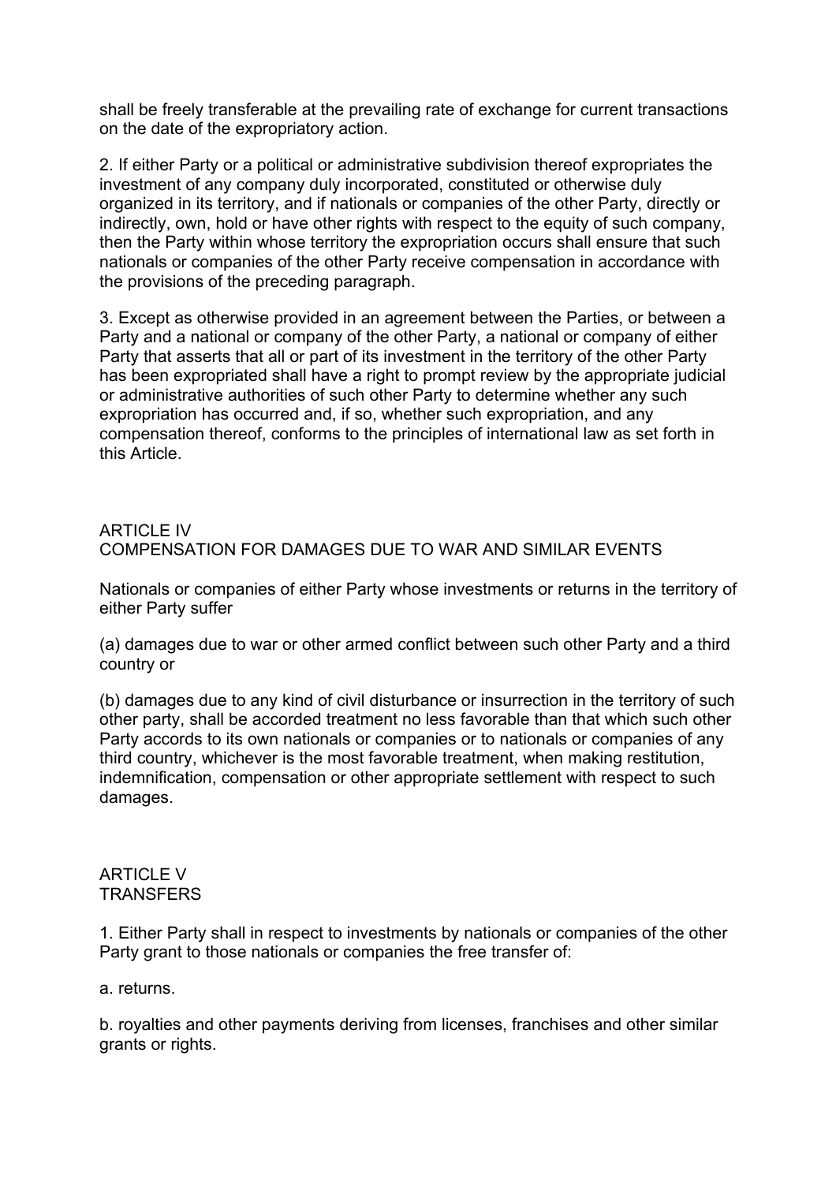shall be freely transferable at the prevailing rate of exchange for current transactions on the date of the expropriatory action.

2. If either Party or a political or administrative subdivision thereof expropriates the investment of any company duly incorporated, constituted or otherwise duly organized in its territory, and if nationals or companies of the other Party, directly or indirectly, own, hold or have other rights with respect to the equity of such company, then the Party within whose territory the expropriation occurs shall ensure that such nationals or companies of the other Party receive compensation in accordance with the provisions of the preceding paragraph.

3. Except as otherwise provided in an agreement between the Parties, or between a Party and a national or company of the other Party, a national or company of either Party that asserts that all or part of its investment in the territory of the other Party has been expropriated shall have a right to prompt review by the appropriate judicial or administrative authorities of such other Party to determine whether any such expropriation has occurred and, if so, whether such expropriation, and any compensation thereof, conforms to the principles of international law as set forth in this Article.

## ARTICLE IV
## COMPENSATION FOR DAMAGES DUE TO WAR AND SIMILAR EVENTS

Nationals or companies of either Party whose investments or returns in the territory of either Party suffer

(a) damages due to war or other armed conflict between such other Party and a third country or

(b) damages due to any kind of civil disturbance or insurrection in the territory of such other party, shall be accorded treatment no less favorable than that which such other Party accords to its own nationals or companies or to nationals or companies of any third country, whichever is the most favorable treatment, when making restitution, indemnification, compensation or other appropriate settlement with respect to such damages.

## ARTICLE V
## TRANSFERS

1. Either Party shall in respect to investments by nationals or companies of the other Party grant to those nationals or companies the free transfer of:

a. returns.

b. royalties and other payments deriving from licenses, franchises and other similar grants or rights.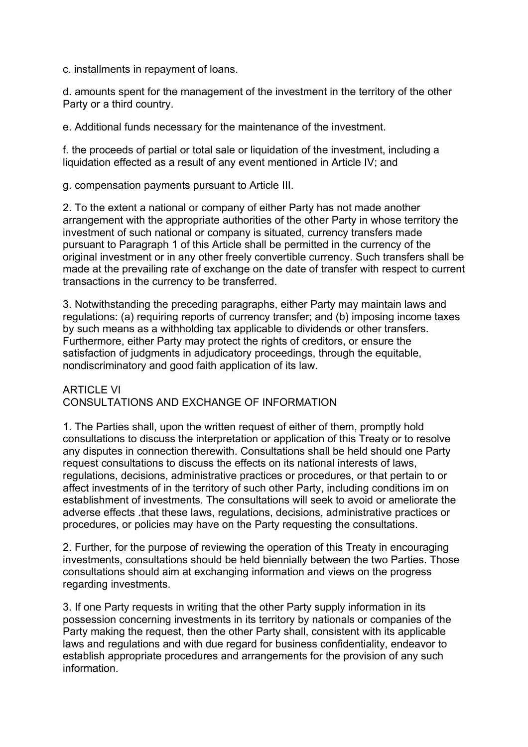c. installments in repayment of loans.

d. amounts spent for the management of the investment in the territory of the other Party or a third country.

e. Additional funds necessary for the maintenance of the investment.

f. the proceeds of partial or total sale or liquidation of the investment, including a liquidation effected as a result of any event mentioned in Article IV; and

g. compensation payments pursuant to Article III.

2. To the extent a national or company of either Party has not made another arrangement with the appropriate authorities of the other Party in whose territory the investment of such national or company is situated, currency transfers made pursuant to Paragraph 1 of this Article shall be permitted in the currency of the original investment or in any other freely convertible currency. Such transfers shall be made at the prevailing rate of exchange on the date of transfer with respect to current transactions in the currency to be transferred.

3. Notwithstanding the preceding paragraphs, either Party may maintain laws and regulations: (a) requiring reports of currency transfer; and (b) imposing income taxes by such means as a withholding tax applicable to dividends or other transfers. Furthermore, either Party may protect the rights of creditors, or ensure the satisfaction of judgments in adjudicatory proceedings, through the equitable, nondiscriminatory and good faith application of its law.

## ARTICLE VI
## CONSULTATIONS AND EXCHANGE OF INFORMATION

1. The Parties shall, upon the written request of either of them, promptly hold consultations to discuss the interpretation or application of this Treaty or to resolve any disputes in connection therewith. Consultations shall be held should one Party request consultations to discuss the effects on its national interests of laws, regulations, decisions, administrative practices or procedures, or that pertain to or affect investments of in the territory of such other Party, including conditions im on establishment of investments. The consultations will seek to avoid or ameliorate the adverse effects .that these laws, regulations, decisions, administrative practices or procedures, or policies may have on the Party requesting the consultations.

2. Further, for the purpose of reviewing the operation of this Treaty in encouraging investments, consultations should be held biennially between the two Parties. Those consultations should aim at exchanging information and views on the progress regarding investments.

3. If one Party requests in writing that the other Party supply information in its possession concerning investments in its territory by nationals or companies of the Party making the request, then the other Party shall, consistent with its applicable laws and regulations and with due regard for business confidentiality, endeavor to establish appropriate procedures and arrangements for the provision of any such information.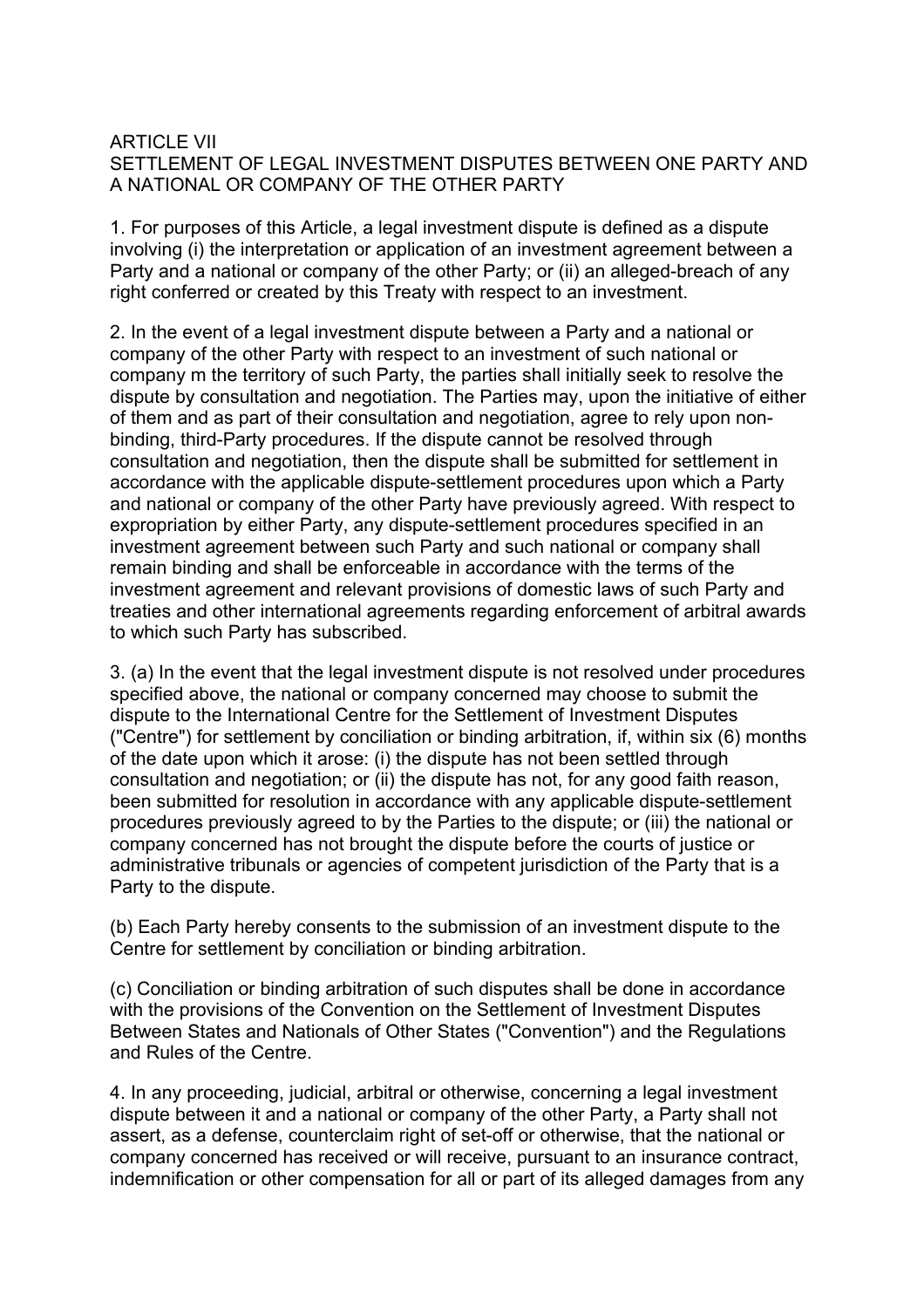ARTICLE VII
SETTLEMENT OF LEGAL INVESTMENT DISPUTES BETWEEN ONE PARTY AND A NATIONAL OR COMPANY OF THE OTHER PARTY

1. For purposes of this Article, a legal investment dispute is defined as a dispute involving (i) the interpretation or application of an investment agreement between a Party and a national or company of the other Party; or (ii) an alleged-breach of any right conferred or created by this Treaty with respect to an investment.

2. In the event of a legal investment dispute between a Party and a national or company of the other Party with respect to an investment of such national or company m the territory of such Party, the parties shall initially seek to resolve the dispute by consultation and negotiation. The Parties may, upon the initiative of either of them and as part of their consultation and negotiation, agree to rely upon non-binding, third-Party procedures. If the dispute cannot be resolved through consultation and negotiation, then the dispute shall be submitted for settlement in accordance with the applicable dispute-settlement procedures upon which a Party and national or company of the other Party have previously agreed. With respect to expropriation by either Party, any dispute-settlement procedures specified in an investment agreement between such Party and such national or company shall remain binding and shall be enforceable in accordance with the terms of the investment agreement and relevant provisions of domestic laws of such Party and treaties and other international agreements regarding enforcement of arbitral awards to which such Party has subscribed.

3. (a) In the event that the legal investment dispute is not resolved under procedures specified above, the national or company concerned may choose to submit the dispute to the International Centre for the Settlement of Investment Disputes ("Centre") for settlement by conciliation or binding arbitration, if, within six (6) months of the date upon which it arose: (i) the dispute has not been settled through consultation and negotiation; or (ii) the dispute has not, for any good faith reason, been submitted for resolution in accordance with any applicable dispute-settlement procedures previously agreed to by the Parties to the dispute; or (iii) the national or company concerned has not brought the dispute before the courts of justice or administrative tribunals or agencies of competent jurisdiction of the Party that is a Party to the dispute.

(b) Each Party hereby consents to the submission of an investment dispute to the Centre for settlement by conciliation or binding arbitration.

(c) Conciliation or binding arbitration of such disputes shall be done in accordance with the provisions of the Convention on the Settlement of Investment Disputes Between States and Nationals of Other States ("Convention") and the Regulations and Rules of the Centre.

4. In any proceeding, judicial, arbitral or otherwise, concerning a legal investment dispute between it and a national or company of the other Party, a Party shall not assert, as a defense, counterclaim right of set-off or otherwise, that the national or company concerned has received or will receive, pursuant to an insurance contract, indemnification or other compensation for all or part of its alleged damages from any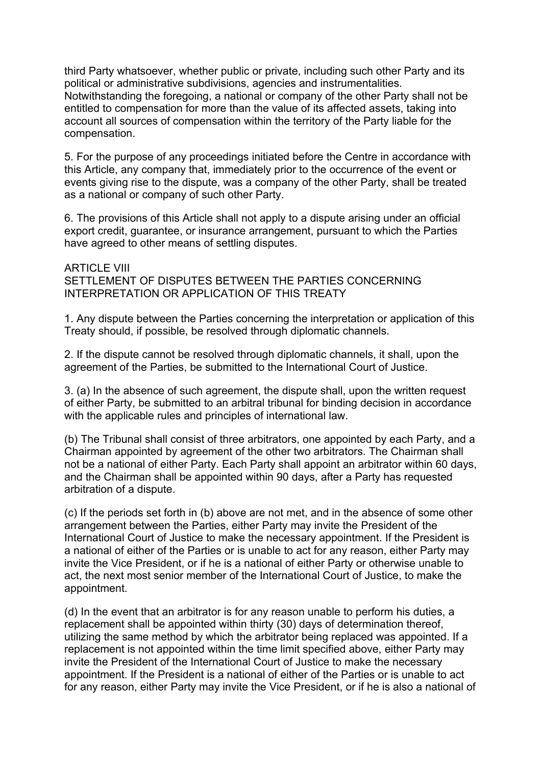third Party whatsoever, whether public or private, including such other Party and its political or administrative subdivisions, agencies and instrumentalities. Notwithstanding the foregoing, a national or company of the other Party shall not be entitled to compensation for more than the value of its affected assets, taking into account all sources of compensation within the territory of the Party liable for the compensation.

5. For the purpose of any proceedings initiated before the Centre in accordance with this Article, any company that, immediately prior to the occurrence of the event or events giving rise to the dispute, was a company of the other Party, shall be treated as a national or company of such other Party.

6. The provisions of this Article shall not apply to a dispute arising under an official export credit, guarantee, or insurance arrangement, pursuant to which the Parties have agreed to other means of settling disputes.

## ARTICLE VIII
## SETTLEMENT OF DISPUTES BETWEEN THE PARTIES CONCERNING INTERPRETATION OR APPLICATION OF THIS TREATY

1. Any dispute between the Parties concerning the interpretation or application of this Treaty should, if possible, be resolved through diplomatic channels.

2. If the dispute cannot be resolved through diplomatic channels, it shall, upon the agreement of the Parties, be submitted to the International Court of Justice.

3. (a) In the absence of such agreement, the dispute shall, upon the written request of either Party, be submitted to an arbitral tribunal for binding decision in accordance with the applicable rules and principles of international law.

(b) The Tribunal shall consist of three arbitrators, one appointed by each Party, and a Chairman appointed by agreement of the other two arbitrators. The Chairman shall not be a national of either Party. Each Party shall appoint an arbitrator within 60 days, and the Chairman shall be appointed within 90 days, after a Party has requested arbitration of a dispute.

(c) If the periods set forth in (b) above are not met, and in the absence of some other arrangement between the Parties, either Party may invite the President of the International Court of Justice to make the necessary appointment. If the President is a national of either of the Parties or is unable to act for any reason, either Party may invite the Vice President, or if he is a national of either Party or otherwise unable to act, the next most senior member of the International Court of Justice, to make the appointment.

(d) In the event that an arbitrator is for any reason unable to perform his duties, a replacement shall be appointed within thirty (30) days of determination thereof, utilizing the same method by which the arbitrator being replaced was appointed. If a replacement is not appointed within the time limit specified above, either Party may invite the President of the International Court of Justice to make the necessary appointment. If the President is a national of either of the Parties or is unable to act for any reason, either Party may invite the Vice President, or if he is also a national of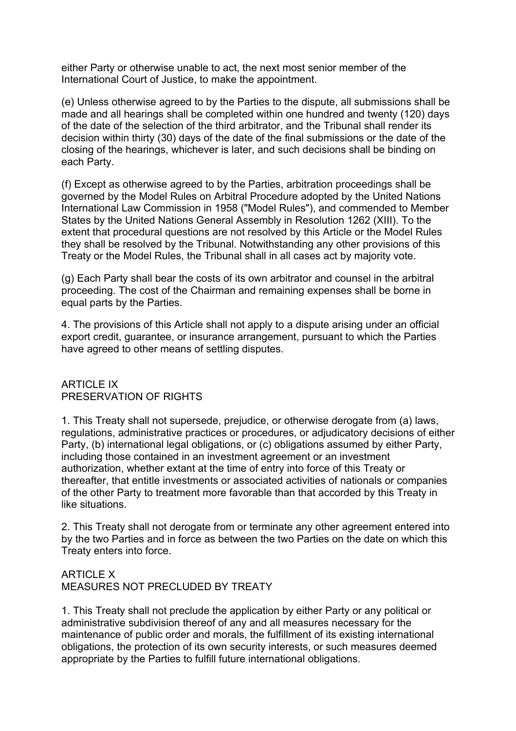either Party or otherwise unable to act, the next most senior member of the International Court of Justice, to make the appointment.

(e) Unless otherwise agreed to by the Parties to the dispute, all submissions shall be made and all hearings shall be completed within one hundred and twenty (120) days of the date of the selection of the third arbitrator, and the Tribunal shall render its decision within thirty (30) days of the date of the final submissions or the date of the closing of the hearings, whichever is later, and such decisions shall be binding on each Party.

(f) Except as otherwise agreed to by the Parties, arbitration proceedings shall be governed by the Model Rules on Arbitral Procedure adopted by the United Nations International Law Commission in 1958 ("Model Rules"), and commended to Member States by the United Nations General Assembly in Resolution 1262 (XIII). To the extent that procedural questions are not resolved by this Article or the Model Rules they shall be resolved by the Tribunal. Notwithstanding any other provisions of this Treaty or the Model Rules, the Tribunal shall in all cases act by majority vote.

(g) Each Party shall bear the costs of its own arbitrator and counsel in the arbitral proceeding. The cost of the Chairman and remaining expenses shall be borne in equal parts by the Parties.

4. The provisions of this Article shall not apply to a dispute arising under an official export credit, guarantee, or insurance arrangement, pursuant to which the Parties have agreed to other means of settling disputes.

## ARTICLE IX
## PRESERVATION OF RIGHTS

1. This Treaty shall not supersede, prejudice, or otherwise derogate from (a) laws, regulations, administrative practices or procedures, or adjudicatory decisions of either Party, (b) international legal obligations, or (c) obligations assumed by either Party, including those contained in an investment agreement or an investment authorization, whether extant at the time of entry into force of this Treaty or thereafter, that entitle investments or associated activities of nationals or companies of the other Party to treatment more favorable than that accorded by this Treaty in like situations.

2. This Treaty shall not derogate from or terminate any other agreement entered into by the two Parties and in force as between the two Parties on the date on which this Treaty enters into force.

## ARTICLE X
## MEASURES NOT PRECLUDED BY TREATY

1. This Treaty shall not preclude the application by either Party or any political or administrative subdivision thereof of any and all measures necessary for the maintenance of public order and morals, the fulfillment of its existing international obligations, the protection of its own security interests, or such measures deemed appropriate by the Parties to fulfill future international obligations.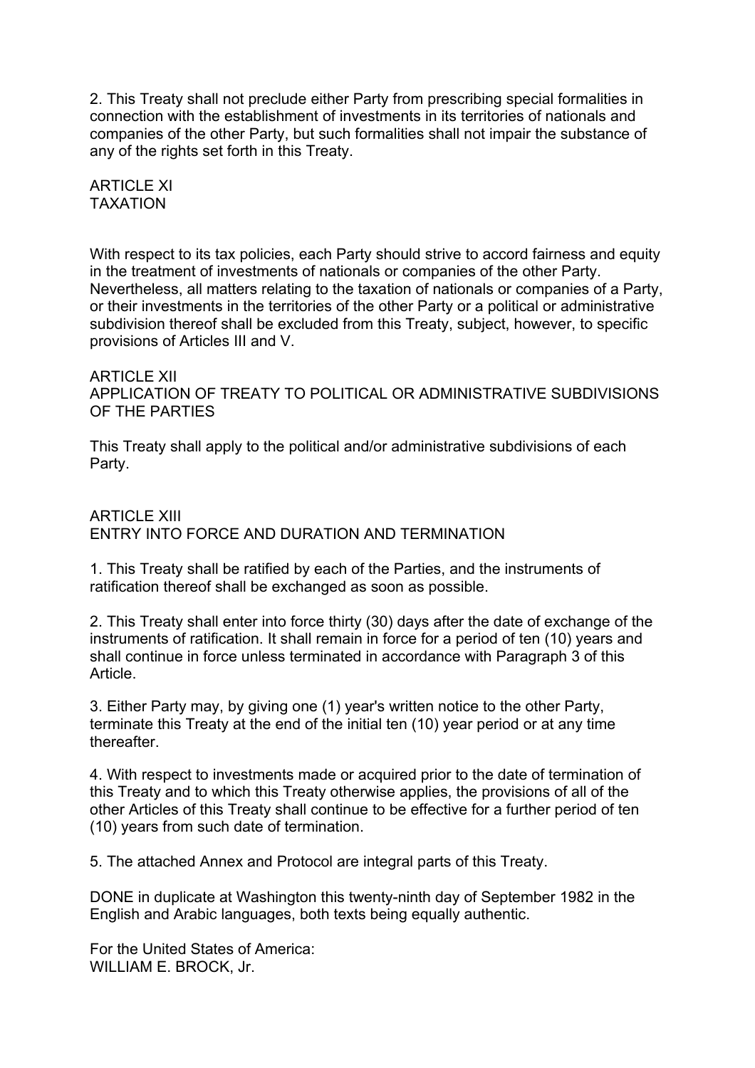2. This Treaty shall not preclude either Party from prescribing special formalities in connection with the establishment of investments in its territories of nationals and companies of the other Party, but such formalities shall not impair the substance of any of the rights set forth in this Treaty.

## ARTICLE XI
## TAXATION

With respect to its tax policies, each Party should strive to accord fairness and equity in the treatment of investments of nationals or companies of the other Party. Nevertheless, all matters relating to the taxation of nationals or companies of a Party, or their investments in the territories of the other Party or a political or administrative subdivision thereof shall be excluded from this Treaty, subject, however, to specific provisions of Articles III and V.

## ARTICLE XII
## APPLICATION OF TREATY TO POLITICAL OR ADMINISTRATIVE SUBDIVISIONS OF THE PARTIES

This Treaty shall apply to the political and/or administrative subdivisions of each Party.

## ARTICLE XIII
## ENTRY INTO FORCE AND DURATION AND TERMINATION

1. This Treaty shall be ratified by each of the Parties, and the instruments of ratification thereof shall be exchanged as soon as possible.

2. This Treaty shall enter into force thirty (30) days after the date of exchange of the instruments of ratification. It shall remain in force for a period of ten (10) years and shall continue in force unless terminated in accordance with Paragraph 3 of this Article.

3. Either Party may, by giving one (1) year's written notice to the other Party, terminate this Treaty at the end of the initial ten (10) year period or at any time thereafter.

4. With respect to investments made or acquired prior to the date of termination of this Treaty and to which this Treaty otherwise applies, the provisions of all of the other Articles of this Treaty shall continue to be effective for a further period of ten (10) years from such date of termination.

5. The attached Annex and Protocol are integral parts of this Treaty.

DONE in duplicate at Washington this twenty-ninth day of September 1982 in the English and Arabic languages, both texts being equally authentic.

For the United States of America:
WILLIAM E. BROCK, Jr.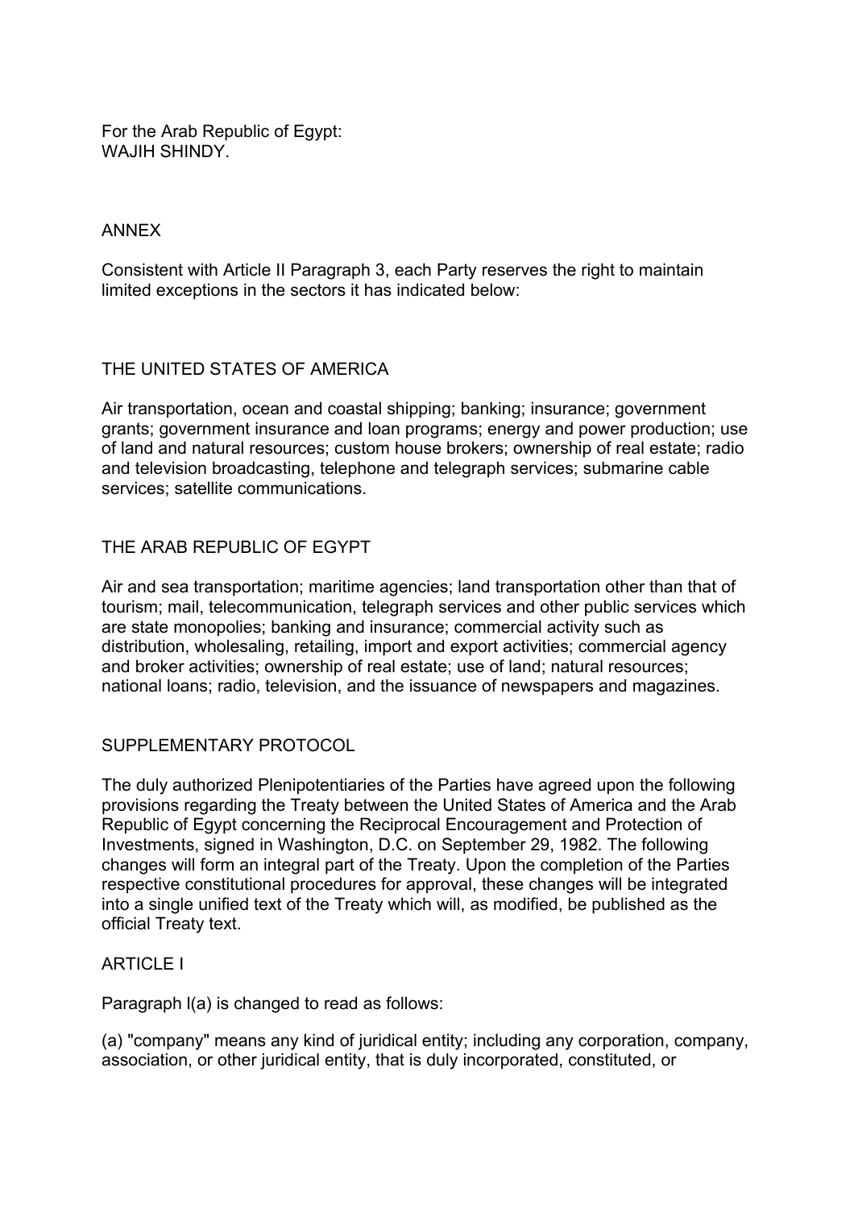For the Arab Republic of Egypt:
WAJIH SHINDY.

## ANNEX

Consistent with Article II Paragraph 3, each Party reserves the right to maintain limited exceptions in the sectors it has indicated below:

### THE UNITED STATES OF AMERICA

Air transportation, ocean and coastal shipping; banking; insurance; government grants; government insurance and loan programs; energy and power production; use of land and natural resources; custom house brokers; ownership of real estate; radio and television broadcasting, telephone and telegraph services; submarine cable services; satellite communications.

### THE ARAB REPUBLIC OF EGYPT

Air and sea transportation; maritime agencies; land transportation other than that of tourism; mail, telecommunication, telegraph services and other public services which are state monopolies; banking and insurance; commercial activity such as distribution, wholesaling, retailing, import and export activities; commercial agency and broker activities; ownership of real estate; use of land; natural resources; national loans; radio, television, and the issuance of newspapers and magazines.

## SUPPLEMENTARY PROTOCOL

The duly authorized Plenipotentiaries of the Parties have agreed upon the following provisions regarding the Treaty between the United States of America and the Arab Republic of Egypt concerning the Reciprocal Encouragement and Protection of Investments, signed in Washington, D.C. on September 29, 1982. The following changes will form an integral part of the Treaty. Upon the completion of the Parties respective constitutional procedures for approval, these changes will be integrated into a single unified text of the Treaty which will, as modified, be published as the official Treaty text.

### ARTICLE I

Paragraph l(a) is changed to read as follows:

(a) "company" means any kind of juridical entity; including any corporation, company, association, or other juridical entity, that is duly incorporated, constituted, or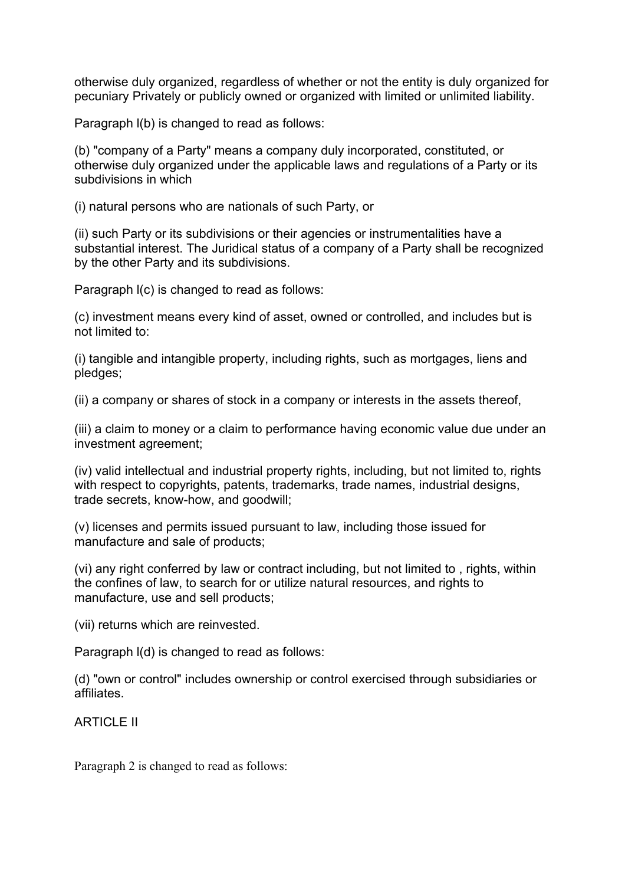otherwise duly organized, regardless of whether or not the entity is duly organized for pecuniary Privately or publicly owned or organized with limited or unlimited liability.

Paragraph l(b) is changed to read as follows:

(b) "company of a Party" means a company duly incorporated, constituted, or otherwise duly organized under the applicable laws and regulations of a Party or its subdivisions in which

(i) natural persons who are nationals of such Party, or

(ii) such Party or its subdivisions or their agencies or instrumentalities have a substantial interest. The Juridical status of a company of a Party shall be recognized by the other Party and its subdivisions.

Paragraph l(c) is changed to read as follows:

(c) investment means every kind of asset, owned or controlled, and includes but is not limited to:

(i) tangible and intangible property, including rights, such as mortgages, liens and pledges;

(ii) a company or shares of stock in a company or interests in the assets thereof,

(iii) a claim to money or a claim to performance having economic value due under an investment agreement;

(iv) valid intellectual and industrial property rights, including, but not limited to, rights with respect to copyrights, patents, trademarks, trade names, industrial designs, trade secrets, know-how, and goodwill;

(v) licenses and permits issued pursuant to law, including those issued for manufacture and sale of products;

(vi) any right conferred by law or contract including, but not limited to , rights, within the confines of law, to search for or utilize natural resources, and rights to manufacture, use and sell products;

(vii) returns which are reinvested.

Paragraph l(d) is changed to read as follows:

(d) "own or control" includes ownership or control exercised through subsidiaries or affiliates.

ARTICLE II

Paragraph 2 is changed to read as follows: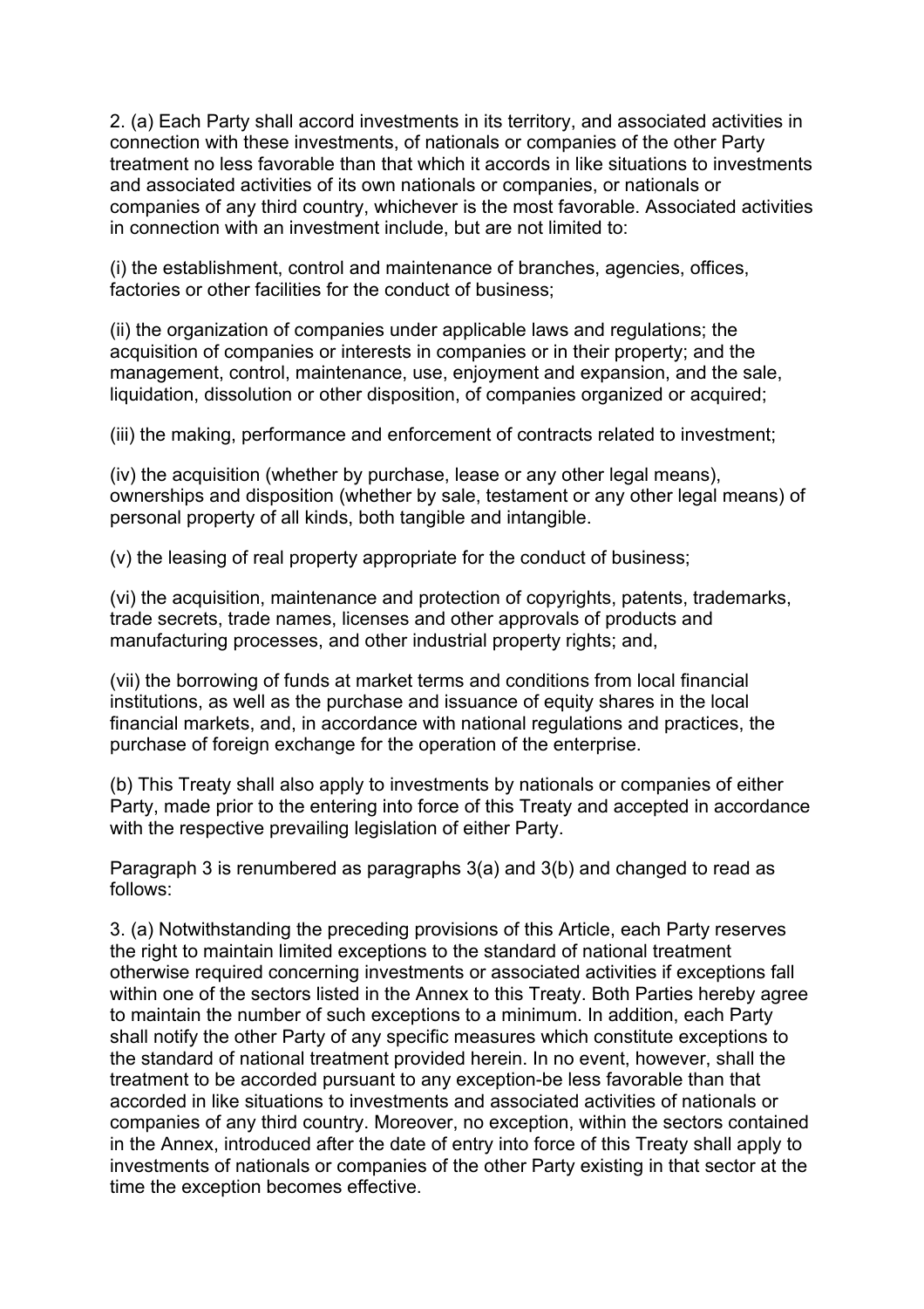2. (a) Each Party shall accord investments in its territory, and associated activities in connection with these investments, of nationals or companies of the other Party treatment no less favorable than that which it accords in like situations to investments and associated activities of its own nationals or companies, or nationals or companies of any third country, whichever is the most favorable. Associated activities in connection with an investment include, but are not limited to:

(i) the establishment, control and maintenance of branches, agencies, offices, factories or other facilities for the conduct of business;

(ii) the organization of companies under applicable laws and regulations; the acquisition of companies or interests in companies or in their property; and the management, control, maintenance, use, enjoyment and expansion, and the sale, liquidation, dissolution or other disposition, of companies organized or acquired;

(iii) the making, performance and enforcement of contracts related to investment;

(iv) the acquisition (whether by purchase, lease or any other legal means), ownerships and disposition (whether by sale, testament or any other legal means) of personal property of all kinds, both tangible and intangible.

(v) the leasing of real property appropriate for the conduct of business;

(vi) the acquisition, maintenance and protection of copyrights, patents, trademarks, trade secrets, trade names, licenses and other approvals of products and manufacturing processes, and other industrial property rights; and,

(vii) the borrowing of funds at market terms and conditions from local financial institutions, as well as the purchase and issuance of equity shares in the local financial markets, and, in accordance with national regulations and practices, the purchase of foreign exchange for the operation of the enterprise.

(b) This Treaty shall also apply to investments by nationals or companies of either Party, made prior to the entering into force of this Treaty and accepted in accordance with the respective prevailing legislation of either Party.

Paragraph 3 is renumbered as paragraphs 3(a) and 3(b) and changed to read as follows:

3. (a) Notwithstanding the preceding provisions of this Article, each Party reserves the right to maintain limited exceptions to the standard of national treatment otherwise required concerning investments or associated activities if exceptions fall within one of the sectors listed in the Annex to this Treaty. Both Parties hereby agree to maintain the number of such exceptions to a minimum. In addition, each Party shall notify the other Party of any specific measures which constitute exceptions to the standard of national treatment provided herein. In no event, however, shall the treatment to be accorded pursuant to any exception-be less favorable than that accorded in like situations to investments and associated activities of nationals or companies of any third country. Moreover, no exception, within the sectors contained in the Annex, introduced after the date of entry into force of this Treaty shall apply to investments of nationals or companies of the other Party existing in that sector at the time the exception becomes effective.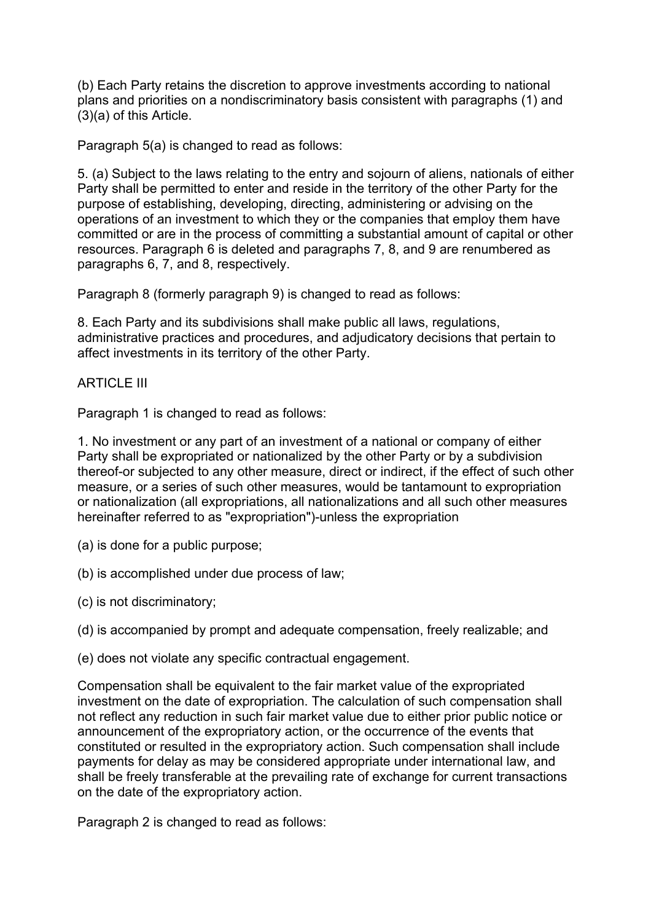(b) Each Party retains the discretion to approve investments according to national plans and priorities on a nondiscriminatory basis consistent with paragraphs (1) and (3)(a) of this Article.

Paragraph 5(a) is changed to read as follows:

5. (a) Subject to the laws relating to the entry and sojourn of aliens, nationals of either Party shall be permitted to enter and reside in the territory of the other Party for the purpose of establishing, developing, directing, administering or advising on the operations of an investment to which they or the companies that employ them have committed or are in the process of committing a substantial amount of capital or other resources. Paragraph 6 is deleted and paragraphs 7, 8, and 9 are renumbered as paragraphs 6, 7, and 8, respectively.

Paragraph 8 (formerly paragraph 9) is changed to read as follows:

8. Each Party and its subdivisions shall make public all laws, regulations, administrative practices and procedures, and adjudicatory decisions that pertain to affect investments in its territory of the other Party.

ARTICLE III

Paragraph 1 is changed to read as follows:

1. No investment or any part of an investment of a national or company of either Party shall be expropriated or nationalized by the other Party or by a subdivision thereof-or subjected to any other measure, direct or indirect, if the effect of such other measure, or a series of such other measures, would be tantamount to expropriation or nationalization (all expropriations, all nationalizations and all such other measures hereinafter referred to as "expropriation")-unless the expropriation

(a) is done for a public purpose;

(b) is accomplished under due process of law;

(c) is not discriminatory;

(d) is accompanied by prompt and adequate compensation, freely realizable; and

(e) does not violate any specific contractual engagement.

Compensation shall be equivalent to the fair market value of the expropriated investment on the date of expropriation. The calculation of such compensation shall not reflect any reduction in such fair market value due to either prior public notice or announcement of the expropriatory action, or the occurrence of the events that constituted or resulted in the expropriatory action. Such compensation shall include payments for delay as may be considered appropriate under international law, and shall be freely transferable at the prevailing rate of exchange for current transactions on the date of the expropriatory action.

Paragraph 2 is changed to read as follows: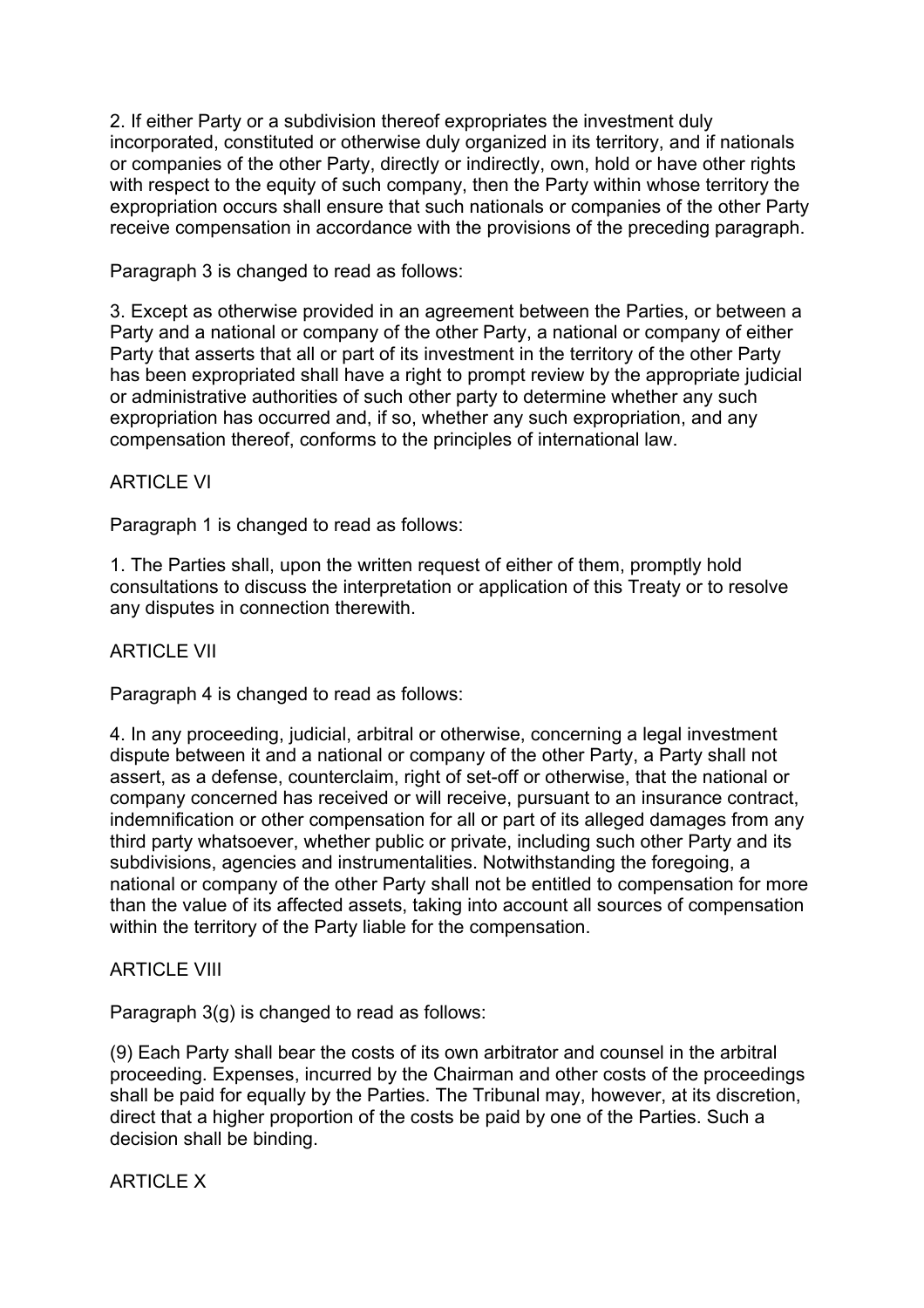2. If either Party or a subdivision thereof expropriates the investment duly incorporated, constituted or otherwise duly organized in its territory, and if nationals or companies of the other Party, directly or indirectly, own, hold or have other rights with respect to the equity of such company, then the Party within whose territory the expropriation occurs shall ensure that such nationals or companies of the other Party receive compensation in accordance with the provisions of the preceding paragraph.

Paragraph 3 is changed to read as follows:

3. Except as otherwise provided in an agreement between the Parties, or between a Party and a national or company of the other Party, a national or company of either Party that asserts that all or part of its investment in the territory of the other Party has been expropriated shall have a right to prompt review by the appropriate judicial or administrative authorities of such other party to determine whether any such expropriation has occurred and, if so, whether any such expropriation, and any compensation thereof, conforms to the principles of international law.

ARTICLE VI

Paragraph 1 is changed to read as follows:

1. The Parties shall, upon the written request of either of them, promptly hold consultations to discuss the interpretation or application of this Treaty or to resolve any disputes in connection therewith.

ARTICLE VII

Paragraph 4 is changed to read as follows:

4. In any proceeding, judicial, arbitral or otherwise, concerning a legal investment dispute between it and a national or company of the other Party, a Party shall not assert, as a defense, counterclaim, right of set-off or otherwise, that the national or company concerned has received or will receive, pursuant to an insurance contract, indemnification or other compensation for all or part of its alleged damages from any third party whatsoever, whether public or private, including such other Party and its subdivisions, agencies and instrumentalities. Notwithstanding the foregoing, a national or company of the other Party shall not be entitled to compensation for more than the value of its affected assets, taking into account all sources of compensation within the territory of the Party liable for the compensation.

ARTICLE VIII

Paragraph 3(g) is changed to read as follows:

(9) Each Party shall bear the costs of its own arbitrator and counsel in the arbitral proceeding. Expenses, incurred by the Chairman and other costs of the proceedings shall be paid for equally by the Parties. The Tribunal may, however, at its discretion, direct that a higher proportion of the costs be paid by one of the Parties. Such a decision shall be binding.

ARTICLE X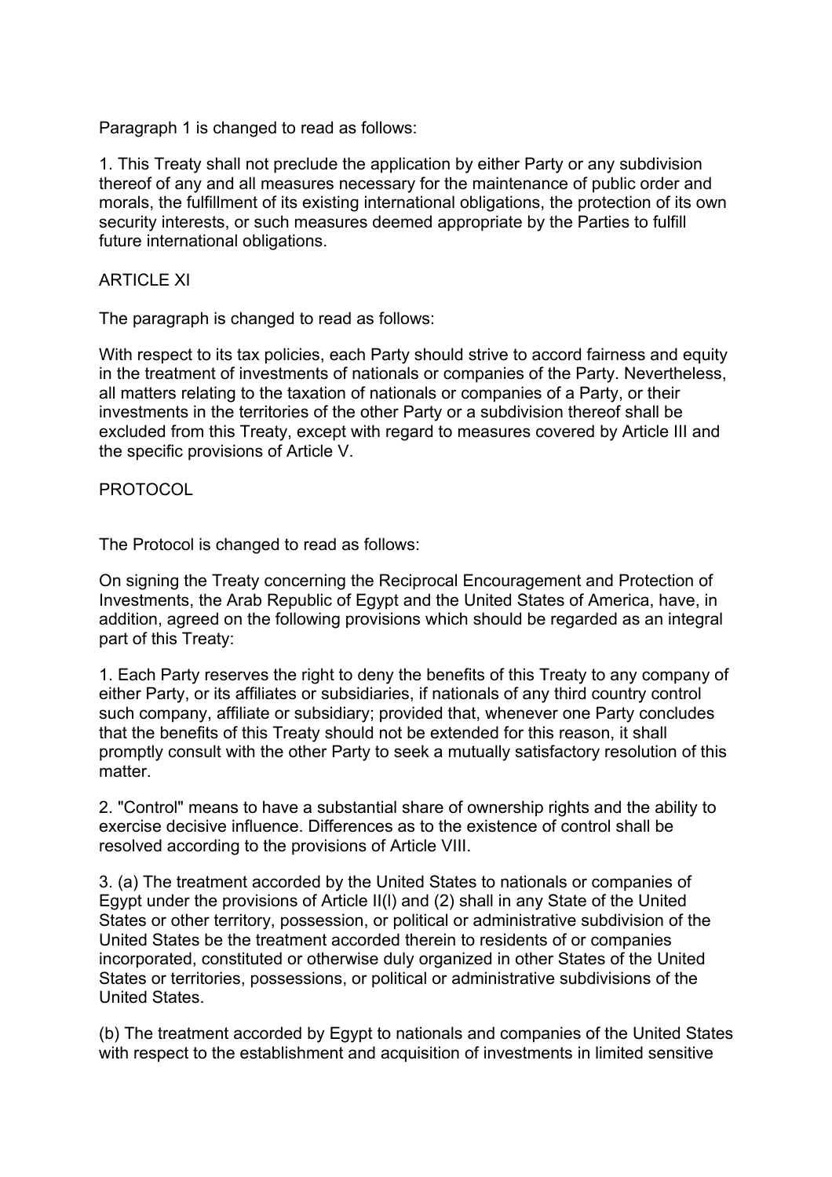Paragraph 1 is changed to read as follows:

1. This Treaty shall not preclude the application by either Party or any subdivision thereof of any and all measures necessary for the maintenance of public order and morals, the fulfillment of its existing international obligations, the protection of its own security interests, or such measures deemed appropriate by the Parties to fulfill future international obligations.

ARTICLE XI

The paragraph is changed to read as follows:

With respect to its tax policies, each Party should strive to accord fairness and equity in the treatment of investments of nationals or companies of the Party. Nevertheless, all matters relating to the taxation of nationals or companies of a Party, or their investments in the territories of the other Party or a subdivision thereof shall be excluded from this Treaty, except with regard to measures covered by Article III and the specific provisions of Article V.

PROTOCOL

The Protocol is changed to read as follows:

On signing the Treaty concerning the Reciprocal Encouragement and Protection of Investments, the Arab Republic of Egypt and the United States of America, have, in addition, agreed on the following provisions which should be regarded as an integral part of this Treaty:

1. Each Party reserves the right to deny the benefits of this Treaty to any company of either Party, or its affiliates or subsidiaries, if nationals of any third country control such company, affiliate or subsidiary; provided that, whenever one Party concludes that the benefits of this Treaty should not be extended for this reason, it shall promptly consult with the other Party to seek a mutually satisfactory resolution of this matter.

2. "Control" means to have a substantial share of ownership rights and the ability to exercise decisive influence. Differences as to the existence of control shall be resolved according to the provisions of Article VIII.

3. (a) The treatment accorded by the United States to nationals or companies of Egypt under the provisions of Article II(l) and (2) shall in any State of the United States or other territory, possession, or political or administrative subdivision of the United States be the treatment accorded therein to residents of or companies incorporated, constituted or otherwise duly organized in other States of the United States or territories, possessions, or political or administrative subdivisions of the United States.

(b) The treatment accorded by Egypt to nationals and companies of the United States with respect to the establishment and acquisition of investments in limited sensitive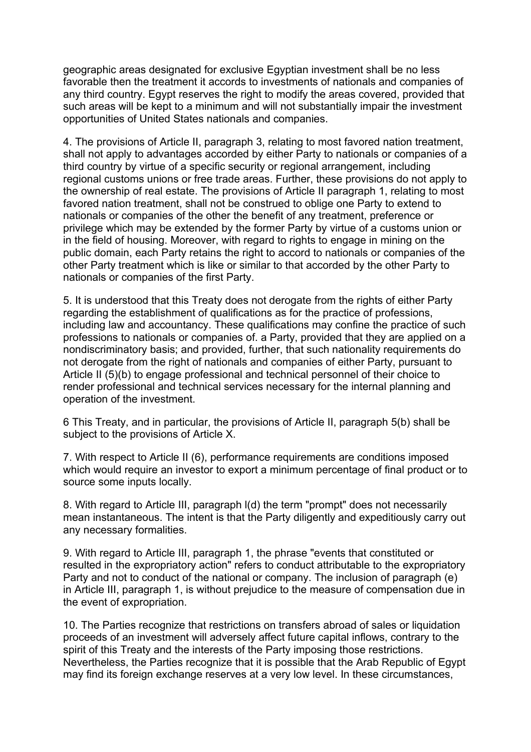geographic areas designated for exclusive Egyptian investment shall be no less favorable then the treatment it accords to investments of nationals and companies of any third country. Egypt reserves the right to modify the areas covered, provided that such areas will be kept to a minimum and will not substantially impair the investment opportunities of United States nationals and companies.

4. The provisions of Article II, paragraph 3, relating to most favored nation treatment, shall not apply to advantages accorded by either Party to nationals or companies of a third country by virtue of a specific security or regional arrangement, including regional customs unions or free trade areas. Further, these provisions do not apply to the ownership of real estate. The provisions of Article II paragraph 1, relating to most favored nation treatment, shall not be construed to oblige one Party to extend to nationals or companies of the other the benefit of any treatment, preference or privilege which may be extended by the former Party by virtue of a customs union or in the field of housing. Moreover, with regard to rights to engage in mining on the public domain, each Party retains the right to accord to nationals or companies of the other Party treatment which is like or similar to that accorded by the other Party to nationals or companies of the first Party.

5. It is understood that this Treaty does not derogate from the rights of either Party regarding the establishment of qualifications as for the practice of professions, including law and accountancy. These qualifications may confine the practice of such professions to nationals or companies of. a Party, provided that they are applied on a nondiscriminatory basis; and provided, further, that such nationality requirements do not derogate from the right of nationals and companies of either Party, pursuant to Article II (5)(b) to engage professional and technical personnel of their choice to render professional and technical services necessary for the internal planning and operation of the investment.

6 This Treaty, and in particular, the provisions of Article II, paragraph 5(b) shall be subject to the provisions of Article X.

7. With respect to Article II (6), performance requirements are conditions imposed which would require an investor to export a minimum percentage of final product or to source some inputs locally.

8. With regard to Article III, paragraph l(d) the term "prompt" does not necessarily mean instantaneous. The intent is that the Party diligently and expeditiously carry out any necessary formalities.

9. With regard to Article III, paragraph 1, the phrase "events that constituted or resulted in the expropriatory action" refers to conduct attributable to the expropriatory Party and not to conduct of the national or company. The inclusion of paragraph (e) in Article III, paragraph 1, is without prejudice to the measure of compensation due in the event of expropriation.

10. The Parties recognize that restrictions on transfers abroad of sales or liquidation proceeds of an investment will adversely affect future capital inflows, contrary to the spirit of this Treaty and the interests of the Party imposing those restrictions. Nevertheless, the Parties recognize that it is possible that the Arab Republic of Egypt may find its foreign exchange reserves at a very low level. In these circumstances,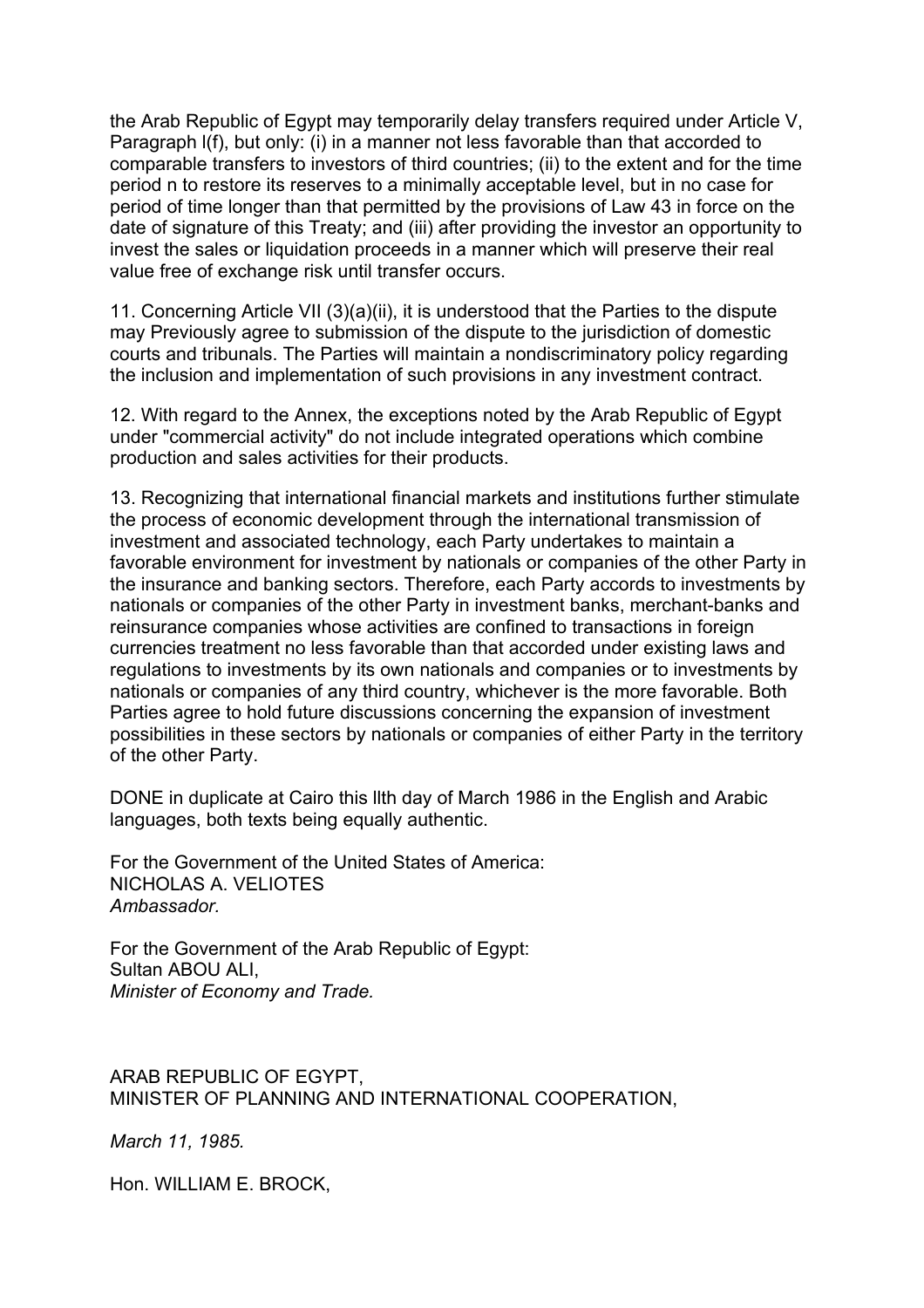the Arab Republic of Egypt may temporarily delay transfers required under Article V, Paragraph l(f), but only: (i) in a manner not less favorable than that accorded to comparable transfers to investors of third countries; (ii) to the extent and for the time period n to restore its reserves to a minimally acceptable level, but in no case for period of time longer than that permitted by the provisions of Law 43 in force on the date of signature of this Treaty; and (iii) after providing the investor an opportunity to invest the sales or liquidation proceeds in a manner which will preserve their real value free of exchange risk until transfer occurs.

11. Concerning Article VII (3)(a)(ii), it is understood that the Parties to the dispute may Previously agree to submission of the dispute to the jurisdiction of domestic courts and tribunals. The Parties will maintain a nondiscriminatory policy regarding the inclusion and implementation of such provisions in any investment contract.

12. With regard to the Annex, the exceptions noted by the Arab Republic of Egypt under "commercial activity" do not include integrated operations which combine production and sales activities for their products.

13. Recognizing that international financial markets and institutions further stimulate the process of economic development through the international transmission of investment and associated technology, each Party undertakes to maintain a favorable environment for investment by nationals or companies of the other Party in the insurance and banking sectors. Therefore, each Party accords to investments by nationals or companies of the other Party in investment banks, merchant-banks and reinsurance companies whose activities are confined to transactions in foreign currencies treatment no less favorable than that accorded under existing laws and regulations to investments by its own nationals and companies or to investments by nationals or companies of any third country, whichever is the more favorable. Both Parties agree to hold future discussions concerning the expansion of investment possibilities in these sectors by nationals or companies of either Party in the territory of the other Party.

DONE in duplicate at Cairo this llth day of March 1986 in the English and Arabic languages, both texts being equally authentic.

For the Government of the United States of America:
NICHOLAS A. VELIOTES
*Ambassador.*

For the Government of the Arab Republic of Egypt:
Sultan ABOU ALI,
*Minister of Economy and Trade.*

ARAB REPUBLIC OF EGYPT,
MINISTER OF PLANNING AND INTERNATIONAL COOPERATION,

*March 11, 1985.*

Hon. WILLIAM E. BROCK,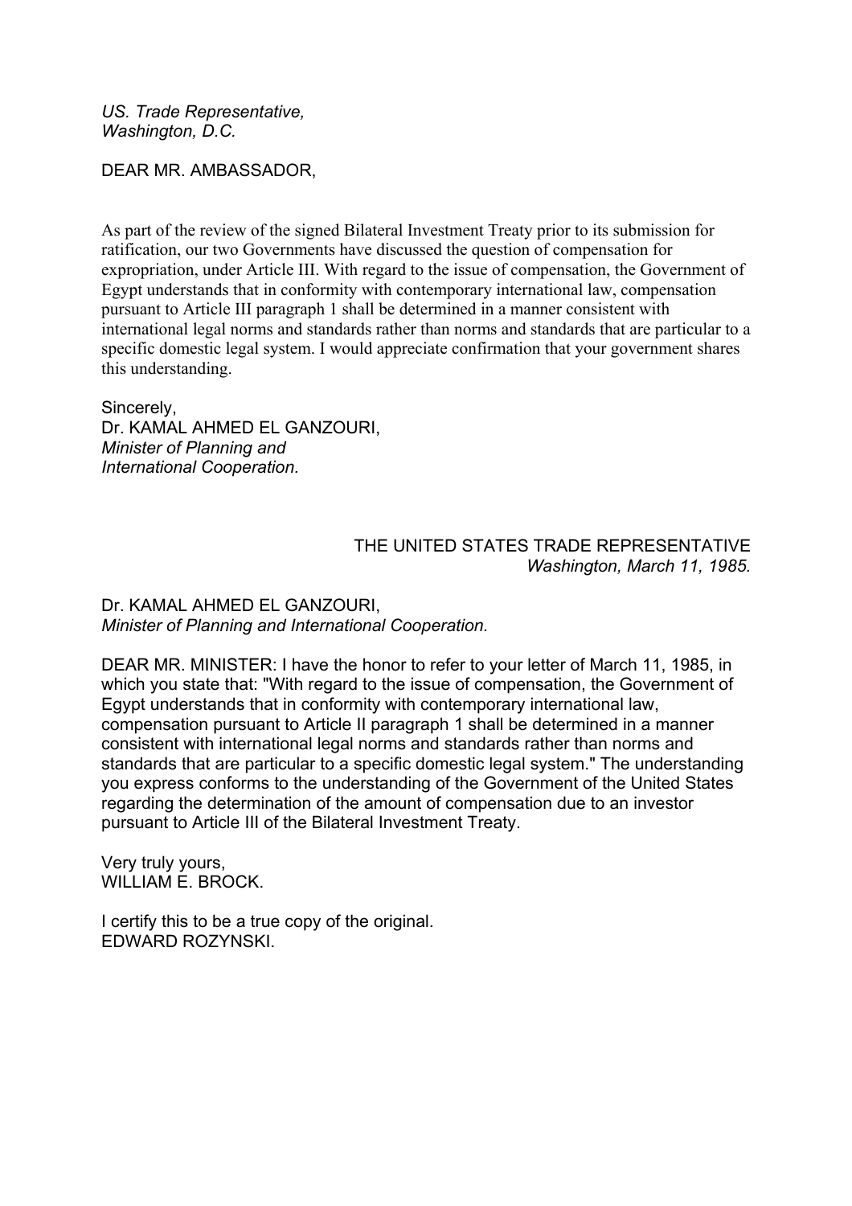*US. Trade Representative,*
*Washington, D.C.*

DEAR MR. AMBASSADOR,

As part of the review of the signed Bilateral Investment Treaty prior to its submission for ratification, our two Governments have discussed the question of compensation for expropriation, under Article III. With regard to the issue of compensation, the Government of Egypt understands that in conformity with contemporary international law, compensation pursuant to Article III paragraph 1 shall be determined in a manner consistent with international legal norms and standards rather than norms and standards that are particular to a specific domestic legal system. I would appreciate confirmation that your government shares this understanding.

Sincerely,
Dr. KAMAL AHMED EL GANZOURI,
*Minister of Planning and*
*International Cooperation.*

THE UNITED STATES TRADE REPRESENTATIVE
*Washington, March 11, 1985.*

Dr. KAMAL AHMED EL GANZOURI,
*Minister of Planning and International Cooperation.*

DEAR MR. MINISTER: I have the honor to refer to your letter of March 11, 1985, in which you state that: "With regard to the issue of compensation, the Government of Egypt understands that in conformity with contemporary international law, compensation pursuant to Article II paragraph 1 shall be determined in a manner consistent with international legal norms and standards rather than norms and standards that are particular to a specific domestic legal system." The understanding you express conforms to the understanding of the Government of the United States regarding the determination of the amount of compensation due to an investor pursuant to Article III of the Bilateral Investment Treaty.

Very truly yours,
WILLIAM E. BROCK.

I certify this to be a true copy of the original.
EDWARD ROZYNSKI.